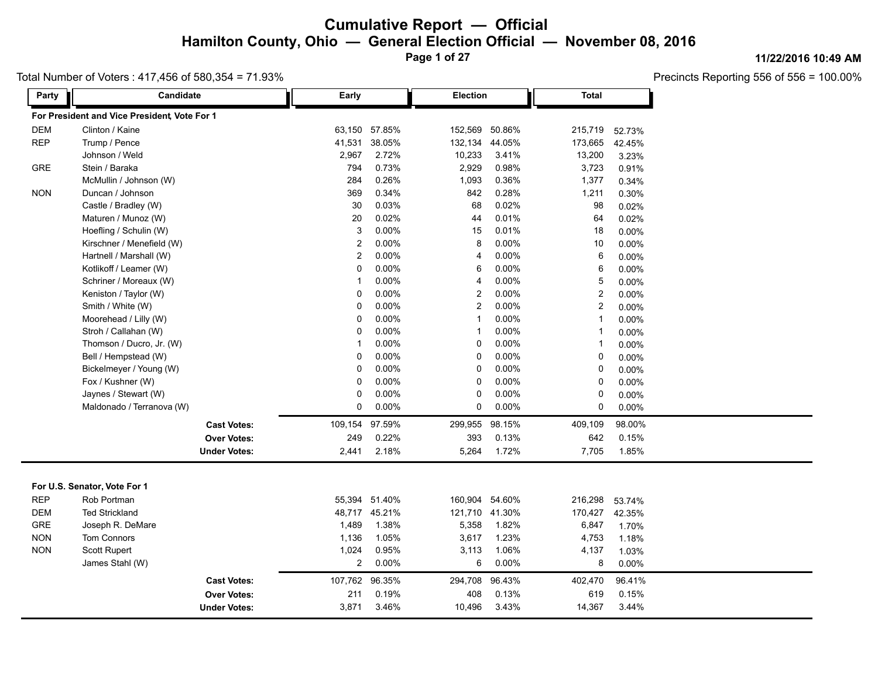# Cumulative Report — Official

## Hamilton County, Ohio — General Election Official — November 08, 2016

11/22/2016 10:49 AM

Total Number of Voters : 417,456 of 580,354 = 71.93%

Precincts Reporting 556 of 556 = 100.00%

### For President and Vice President, Vote For 1

| Party | Candidate | Early | Early % | Election | Election % | Total | Total % |
|---|---|---|---|---|---|---|---|
| DEM | Clinton / Kaine | 63,150 | 57.85% | 152,569 | 50.86% | 215,719 | 52.73% |
| REP | Trump / Pence | 41,531 | 38.05% | 132,134 | 44.05% | 173,665 | 42.45% |
| | Johnson / Weld | 2,967 | 2.72% | 10,233 | 3.41% | 13,200 | 3.23% |
| GRE | Stein / Baraka | 794 | 0.73% | 2,929 | 0.98% | 3,723 | 0.91% |
| | McMullin / Johnson (W) | 284 | 0.26% | 1,093 | 0.36% | 1,377 | 0.34% |
| NON | Duncan / Johnson | 369 | 0.34% | 842 | 0.28% | 1,211 | 0.30% |
| | Castle / Bradley (W) | 30 | 0.03% | 68 | 0.02% | 98 | 0.02% |
| | Maturen / Munoz (W) | 20 | 0.02% | 44 | 0.01% | 64 | 0.02% |
| | Hoefling / Schulin (W) | 3 | 0.00% | 15 | 0.01% | 18 | 0.00% |
| | Kirschner / Menefield (W) | 2 | 0.00% | 8 | 0.00% | 10 | 0.00% |
| | Hartnell / Marshall (W) | 2 | 0.00% | 4 | 0.00% | 6 | 0.00% |
| | Kotlikoff / Leamer (W) | 0 | 0.00% | 6 | 0.00% | 6 | 0.00% |
| | Schriner / Moreaux (W) | 1 | 0.00% | 4 | 0.00% | 5 | 0.00% |
| | Keniston / Taylor (W) | 0 | 0.00% | 2 | 0.00% | 2 | 0.00% |
| | Smith / White (W) | 0 | 0.00% | 2 | 0.00% | 2 | 0.00% |
| | Moorehead / Lilly (W) | 0 | 0.00% | 1 | 0.00% | 1 | 0.00% |
| | Stroh / Callahan (W) | 0 | 0.00% | 1 | 0.00% | 1 | 0.00% |
| | Thomson / Ducro, Jr. (W) | 1 | 0.00% | 0 | 0.00% | 1 | 0.00% |
| | Bell / Hempstead (W) | 0 | 0.00% | 0 | 0.00% | 0 | 0.00% |
| | Bickelmeyer / Young (W) | 0 | 0.00% | 0 | 0.00% | 0 | 0.00% |
| | Fox / Kushner (W) | 0 | 0.00% | 0 | 0.00% | 0 | 0.00% |
| | Jaynes / Stewart (W) | 0 | 0.00% | 0 | 0.00% | 0 | 0.00% |
| | Maldonado / Terranova (W) | 0 | 0.00% | 0 | 0.00% | 0 | 0.00% |
| | **Cast Votes:** | 109,154 | 97.59% | 299,955 | 98.15% | 409,109 | 98.00% |
| | **Over Votes:** | 249 | 0.22% | 393 | 0.13% | 642 | 0.15% |
| | **Under Votes:** | 2,441 | 2.18% | 5,264 | 1.72% | 7,705 | 1.85% |

### For U.S. Senator, Vote For 1

| Party | Candidate | Early | Early % | Election | Election % | Total | Total % |
|---|---|---|---|---|---|---|---|
| REP | Rob Portman | 55,394 | 51.40% | 160,904 | 54.60% | 216,298 | 53.74% |
| DEM | Ted Strickland | 48,717 | 45.21% | 121,710 | 41.30% | 170,427 | 42.35% |
| GRE | Joseph R. DeMare | 1,489 | 1.38% | 5,358 | 1.82% | 6,847 | 1.70% |
| NON | Tom Connors | 1,136 | 1.05% | 3,617 | 1.23% | 4,753 | 1.18% |
| NON | Scott Rupert | 1,024 | 0.95% | 3,113 | 1.06% | 4,137 | 1.03% |
| | James Stahl (W) | 2 | 0.00% | 6 | 0.00% | 8 | 0.00% |
| | **Cast Votes:** | 107,762 | 96.35% | 294,708 | 96.43% | 402,470 | 96.41% |
| | **Over Votes:** | 211 | 0.19% | 408 | 0.13% | 619 | 0.15% |
| | **Under Votes:** | 3,871 | 3.46% | 10,496 | 3.43% | 14,367 | 3.44% |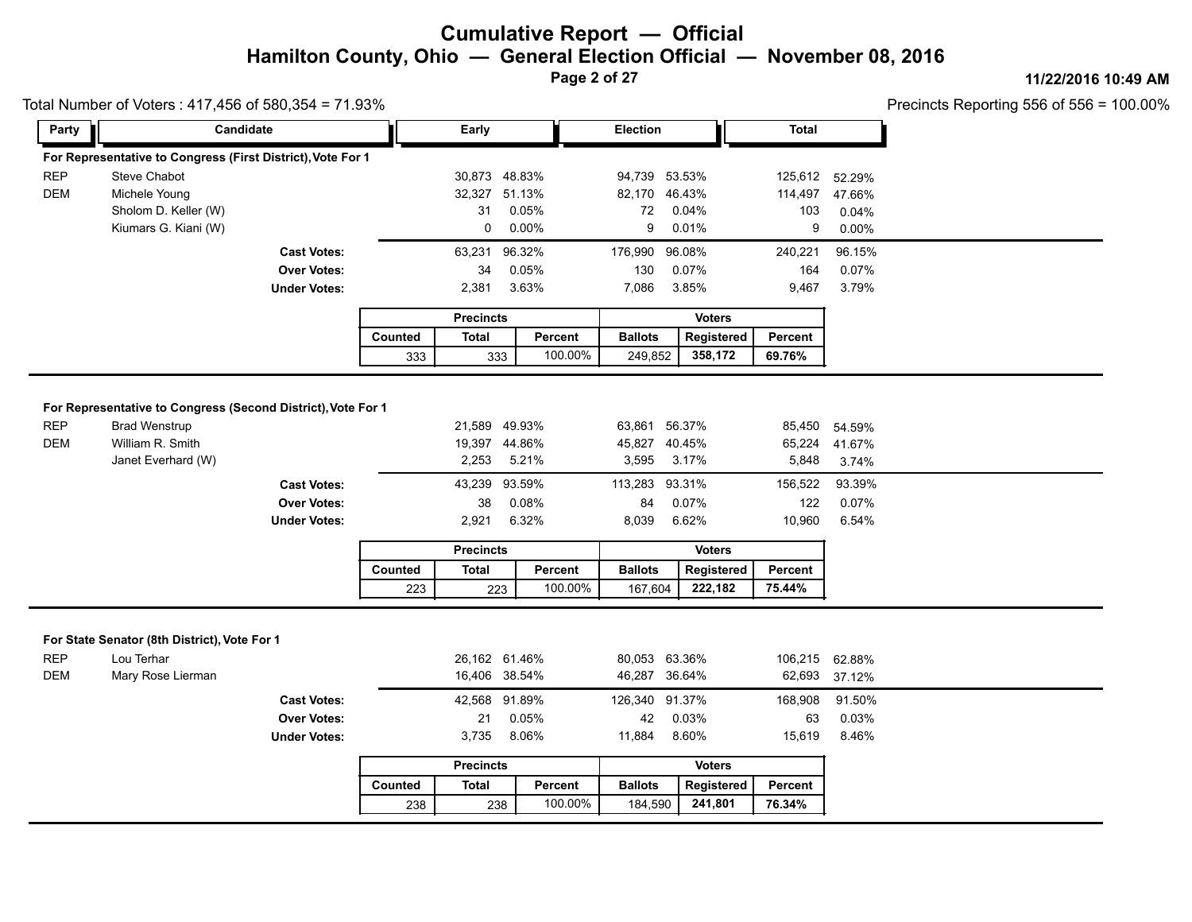# Cumulative Report — Official

## Hamilton County, Ohio — General Election Official — November 08, 2016

11/22/2016 10:49 AM

Total Number of Voters : 417,456 of 580,354 = 71.93%

Precincts Reporting 556 of 556 = 100.00%

### For Representative to Congress (First District), Vote For 1

| Party | Candidate | Early | | Election | | Total | |
|---|---|---|---|---|---|---|---|
| REP | Steve Chabot | 30,873 | 48.83% | 94,739 | 53.53% | 125,612 | 52.29% |
| DEM | Michele Young | 32,327 | 51.13% | 82,170 | 46.43% | 114,497 | 47.66% |
| | Sholom D. Keller (W) | 31 | 0.05% | 72 | 0.04% | 103 | 0.04% |
| | Kiumars G. Kiani (W) | 0 | 0.00% | 9 | 0.01% | 9 | 0.00% |
| | **Cast Votes:** | 63,231 | 96.32% | 176,990 | 96.08% | 240,221 | 96.15% |
| | **Over Votes:** | 34 | 0.05% | 130 | 0.07% | 164 | 0.07% |
| | **Under Votes:** | 2,381 | 3.63% | 7,086 | 3.85% | 9,467 | 3.79% |

| Precincts | | | Voters | | |
|---|---|---|---|---|---|
| Counted | Total | Percent | Ballots | Registered | Percent |
| 333 | 333 | 100.00% | 249,852 | **358,172** | **69.76%** |

### For Representative to Congress (Second District), Vote For 1

| Party | Candidate | Early | | Election | | Total | |
|---|---|---|---|---|---|---|---|
| REP | Brad Wenstrup | 21,589 | 49.93% | 63,861 | 56.37% | 85,450 | 54.59% |
| DEM | William R. Smith | 19,397 | 44.86% | 45,827 | 40.45% | 65,224 | 41.67% |
| | Janet Everhard (W) | 2,253 | 5.21% | 3,595 | 3.17% | 5,848 | 3.74% |
| | **Cast Votes:** | 43,239 | 93.59% | 113,283 | 93.31% | 156,522 | 93.39% |
| | **Over Votes:** | 38 | 0.08% | 84 | 0.07% | 122 | 0.07% |
| | **Under Votes:** | 2,921 | 6.32% | 8,039 | 6.62% | 10,960 | 6.54% |

| Precincts | | | Voters | | |
|---|---|---|---|---|---|
| Counted | Total | Percent | Ballots | Registered | Percent |
| 223 | 223 | 100.00% | 167,604 | **222,182** | **75.44%** |

### For State Senator (8th District), Vote For 1

| Party | Candidate | Early | | Election | | Total | |
|---|---|---|---|---|---|---|---|
| REP | Lou Terhar | 26,162 | 61.46% | 80,053 | 63.36% | 106,215 | 62.88% |
| DEM | Mary Rose Lierman | 16,406 | 38.54% | 46,287 | 36.64% | 62,693 | 37.12% |
| | **Cast Votes:** | 42,568 | 91.89% | 126,340 | 91.37% | 168,908 | 91.50% |
| | **Over Votes:** | 21 | 0.05% | 42 | 0.03% | 63 | 0.03% |
| | **Under Votes:** | 3,735 | 8.06% | 11,884 | 8.60% | 15,619 | 8.46% |

| Precincts | | | Voters | | |
|---|---|---|---|---|---|
| Counted | Total | Percent | Ballots | Registered | Percent |
| 238 | 238 | 100.00% | 184,590 | **241,801** | **76.34%** |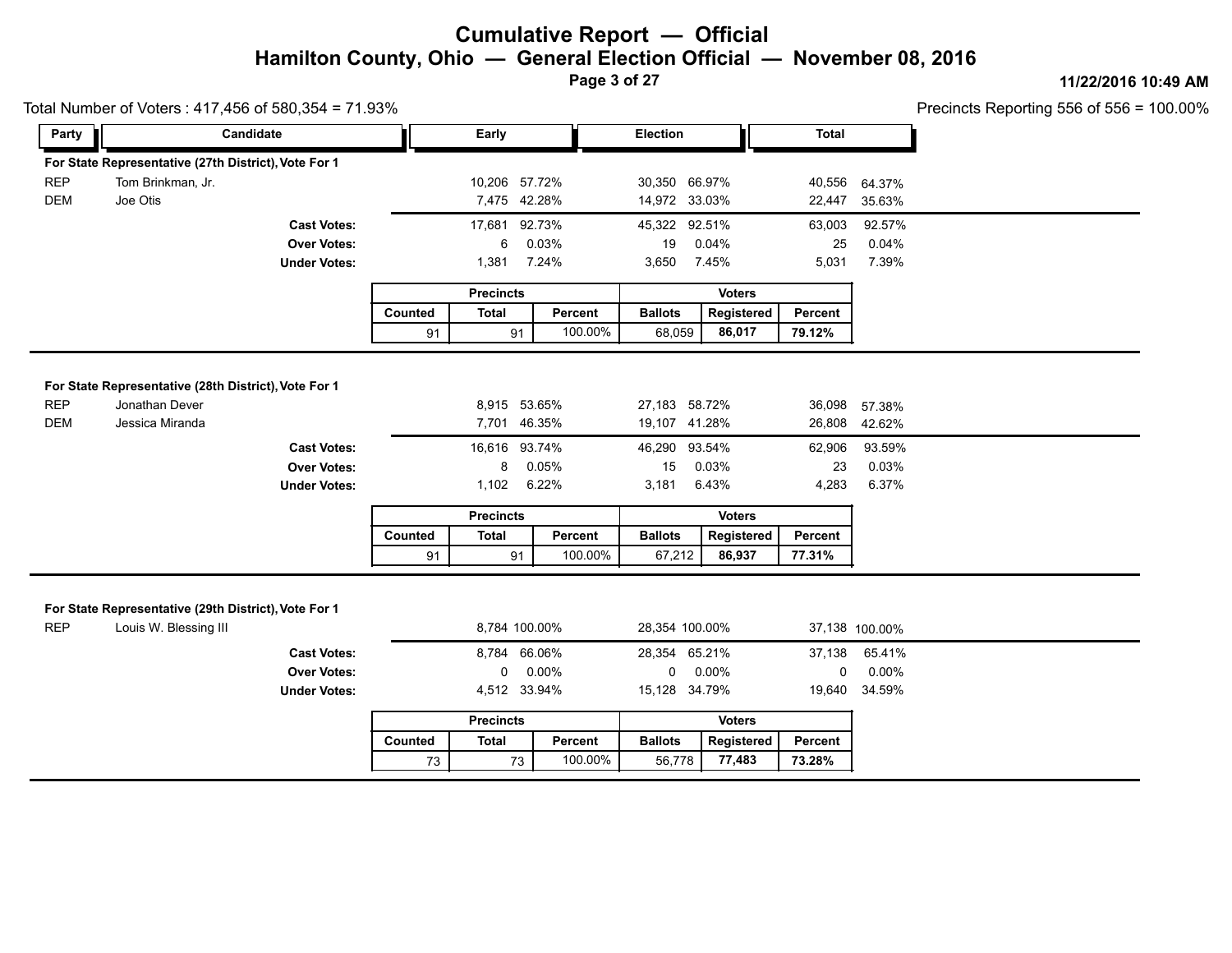# Cumulative Report — Official

## Hamilton County, Ohio — General Election Official — November 08, 2016

11/22/2016 10:49 AM

Total Number of Voters : 417,456 of 580,354 = 71.93%

Precincts Reporting 556 of 556 = 100.00%

### For State Representative (27th District), Vote For 1

| Party | Candidate | Early | | Election | | Total | |
|---|---|---|---|---|---|---|---|
| REP | Tom Brinkman, Jr. | 10,206 | 57.72% | 30,350 | 66.97% | 40,556 | 64.37% |
| DEM | Joe Otis | 7,475 | 42.28% | 14,972 | 33.03% | 22,447 | 35.63% |
| | **Cast Votes:** | 17,681 | 92.73% | 45,322 | 92.51% | 63,003 | 92.57% |
| | **Over Votes:** | 6 | 0.03% | 19 | 0.04% | 25 | 0.04% |
| | **Under Votes:** | 1,381 | 7.24% | 3,650 | 7.45% | 5,031 | 7.39% |

| Precincts | | | Voters | | |
|---|---|---|---|---|---|
| Counted | Total | Percent | Ballots | Registered | Percent |
| 91 | 91 | 100.00% | 68,059 | **86,017** | **79.12%** |

### For State Representative (28th District), Vote For 1

| Party | Candidate | Early | | Election | | Total | |
|---|---|---|---|---|---|---|---|
| REP | Jonathan Dever | 8,915 | 53.65% | 27,183 | 58.72% | 36,098 | 57.38% |
| DEM | Jessica Miranda | 7,701 | 46.35% | 19,107 | 41.28% | 26,808 | 42.62% |
| | **Cast Votes:** | 16,616 | 93.74% | 46,290 | 93.54% | 62,906 | 93.59% |
| | **Over Votes:** | 8 | 0.05% | 15 | 0.03% | 23 | 0.03% |
| | **Under Votes:** | 1,102 | 6.22% | 3,181 | 6.43% | 4,283 | 6.37% |

| Precincts | | | Voters | | |
|---|---|---|---|---|---|
| Counted | Total | Percent | Ballots | Registered | Percent |
| 91 | 91 | 100.00% | 67,212 | **86,937** | **77.31%** |

### For State Representative (29th District), Vote For 1

| Party | Candidate | Early | | Election | | Total | |
|---|---|---|---|---|---|---|---|
| REP | Louis W. Blessing III | 8,784 | 100.00% | 28,354 | 100.00% | 37,138 | 100.00% |
| | **Cast Votes:** | 8,784 | 66.06% | 28,354 | 65.21% | 37,138 | 65.41% |
| | **Over Votes:** | 0 | 0.00% | 0 | 0.00% | 0 | 0.00% |
| | **Under Votes:** | 4,512 | 33.94% | 15,128 | 34.79% | 19,640 | 34.59% |

| Precincts | | | Voters | | |
|---|---|---|---|---|---|
| Counted | Total | Percent | Ballots | Registered | Percent |
| 73 | 73 | 100.00% | 56,778 | **77,483** | **73.28%** |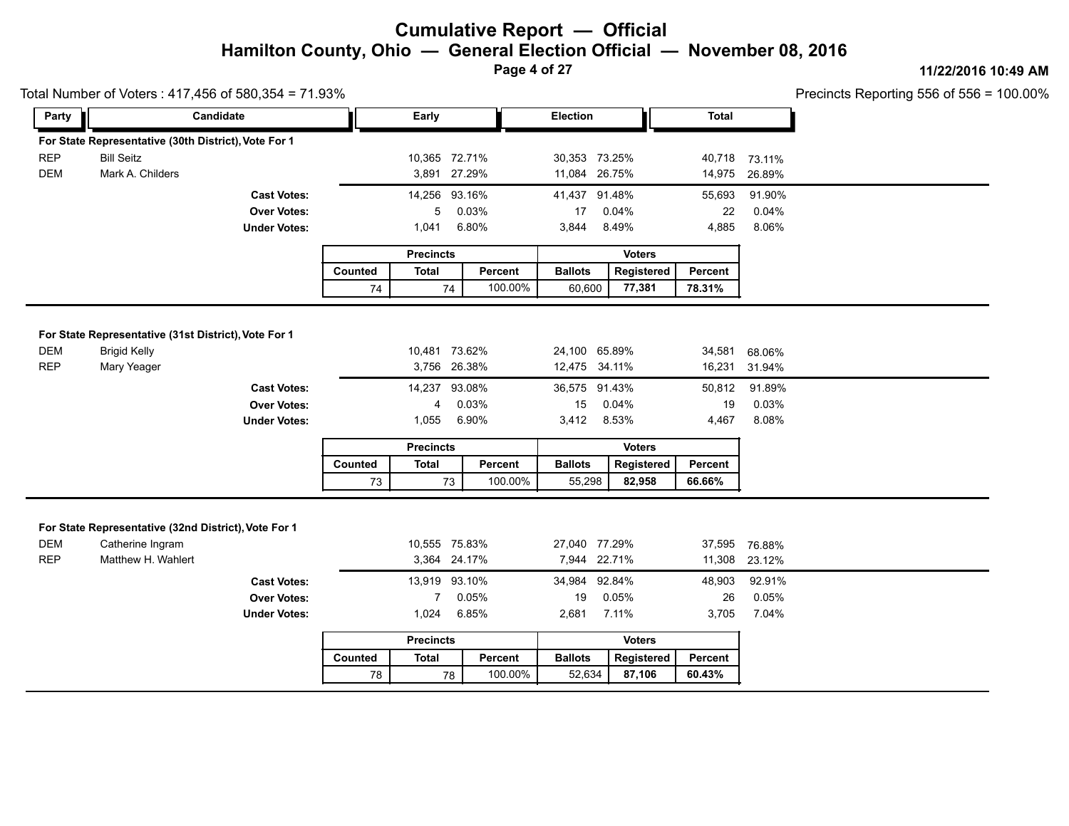# Cumulative Report — Official
## Hamilton County, Ohio — General Election Official — November 08, 2016

11/22/2016 10:49 AM

Total Number of Voters : 417,456 of 580,354 = 71.93%

Precincts Reporting 556 of 556 = 100.00%

### For State Representative (30th District), Vote For 1

| Party | Candidate | Early | | Election | | Total | |
|---|---|---|---|---|---|---|---|
| REP | Bill Seitz | 10,365 | 72.71% | 30,353 | 73.25% | 40,718 | 73.11% |
| DEM | Mark A. Childers | 3,891 | 27.29% | 11,084 | 26.75% | 14,975 | 26.89% |
| | **Cast Votes:** | 14,256 | 93.16% | 41,437 | 91.48% | 55,693 | 91.90% |
| | **Over Votes:** | 5 | 0.03% | 17 | 0.04% | 22 | 0.04% |
| | **Under Votes:** | 1,041 | 6.80% | 3,844 | 8.49% | 4,885 | 8.06% |

| Precincts | | | Voters | | |
|---|---|---|---|---|---|
| Counted | Total | Percent | Ballots | Registered | Percent |
| 74 | 74 | 100.00% | 60,600 | **77,381** | **78.31%** |

### For State Representative (31st District), Vote For 1

| Party | Candidate | Early | | Election | | Total | |
|---|---|---|---|---|---|---|---|
| DEM | Brigid Kelly | 10,481 | 73.62% | 24,100 | 65.89% | 34,581 | 68.06% |
| REP | Mary Yeager | 3,756 | 26.38% | 12,475 | 34.11% | 16,231 | 31.94% |
| | **Cast Votes:** | 14,237 | 93.08% | 36,575 | 91.43% | 50,812 | 91.89% |
| | **Over Votes:** | 4 | 0.03% | 15 | 0.04% | 19 | 0.03% |
| | **Under Votes:** | 1,055 | 6.90% | 3,412 | 8.53% | 4,467 | 8.08% |

| Precincts | | | Voters | | |
|---|---|---|---|---|---|
| Counted | Total | Percent | Ballots | Registered | Percent |
| 73 | 73 | 100.00% | 55,298 | **82,958** | **66.66%** |

### For State Representative (32nd District), Vote For 1

| Party | Candidate | Early | | Election | | Total | |
|---|---|---|---|---|---|---|---|
| DEM | Catherine Ingram | 10,555 | 75.83% | 27,040 | 77.29% | 37,595 | 76.88% |
| REP | Matthew H. Wahlert | 3,364 | 24.17% | 7,944 | 22.71% | 11,308 | 23.12% |
| | **Cast Votes:** | 13,919 | 93.10% | 34,984 | 92.84% | 48,903 | 92.91% |
| | **Over Votes:** | 7 | 0.05% | 19 | 0.05% | 26 | 0.05% |
| | **Under Votes:** | 1,024 | 6.85% | 2,681 | 7.11% | 3,705 | 7.04% |

| Precincts | | | Voters | | |
|---|---|---|---|---|---|
| Counted | Total | Percent | Ballots | Registered | Percent |
| 78 | 78 | 100.00% | 52,634 | **87,106** | **60.43%** |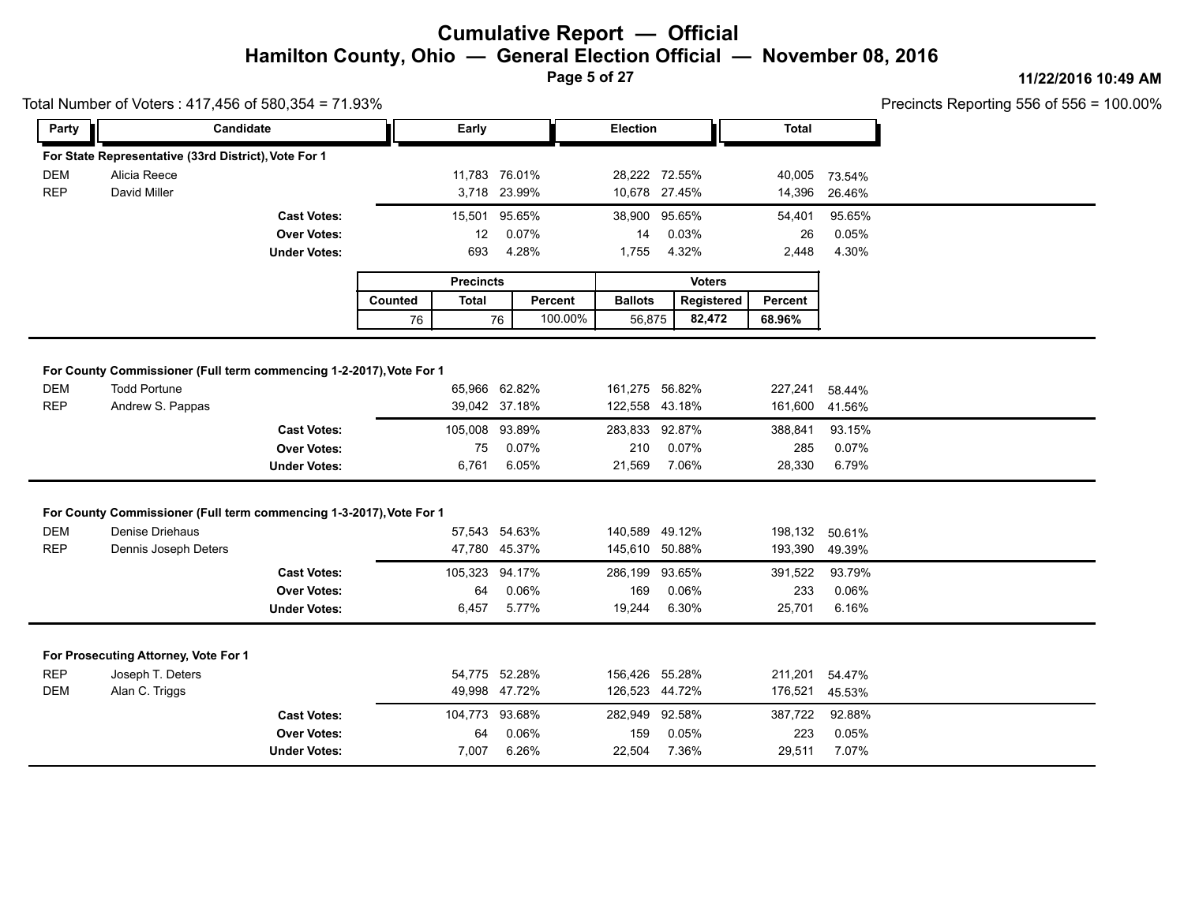# Cumulative Report — Official

## Hamilton County, Ohio — General Election Official — November 08, 2016

11/22/2016 10:49 AM

Total Number of Voters : 417,456 of 580,354 = 71.93%

Precincts Reporting 556 of 556 = 100.00%

| Party | Candidate | Early | | Election | | Total | |
|---|---|---|---|---|---|---|---|
| **For State Representative (33rd District), Vote For 1** | | | | | | | |
| DEM | Alicia Reece | 11,783 | 76.01% | 28,222 | 72.55% | 40,005 | 73.54% |
| REP | David Miller | 3,718 | 23.99% | 10,678 | 27.45% | 14,396 | 26.46% |
| | **Cast Votes:** | 15,501 | 95.65% | 38,900 | 95.65% | 54,401 | 95.65% |
| | **Over Votes:** | 12 | 0.07% | 14 | 0.03% | 26 | 0.05% |
| | **Under Votes:** | 693 | 4.28% | 1,755 | 4.32% | 2,448 | 4.30% |

| Precincts | | | Voters | | |
|---|---|---|---|---|---|
| Counted | Total | Percent | Ballots | Registered | Percent |
| 76 | 76 | 100.00% | 56,875 | **82,472** | **68.96%** |

| Party | Candidate | Early | | Election | | Total | |
|---|---|---|---|---|---|---|---|
| **For County Commissioner (Full term commencing 1-2-2017), Vote For 1** | | | | | | | |
| DEM | Todd Portune | 65,966 | 62.82% | 161,275 | 56.82% | 227,241 | 58.44% |
| REP | Andrew S. Pappas | 39,042 | 37.18% | 122,558 | 43.18% | 161,600 | 41.56% |
| | **Cast Votes:** | 105,008 | 93.89% | 283,833 | 92.87% | 388,841 | 93.15% |
| | **Over Votes:** | 75 | 0.07% | 210 | 0.07% | 285 | 0.07% |
| | **Under Votes:** | 6,761 | 6.05% | 21,569 | 7.06% | 28,330 | 6.79% |

| Party | Candidate | Early | | Election | | Total | |
|---|---|---|---|---|---|---|---|
| **For County Commissioner (Full term commencing 1-3-2017), Vote For 1** | | | | | | | |
| DEM | Denise Driehaus | 57,543 | 54.63% | 140,589 | 49.12% | 198,132 | 50.61% |
| REP | Dennis Joseph Deters | 47,780 | 45.37% | 145,610 | 50.88% | 193,390 | 49.39% |
| | **Cast Votes:** | 105,323 | 94.17% | 286,199 | 93.65% | 391,522 | 93.79% |
| | **Over Votes:** | 64 | 0.06% | 169 | 0.06% | 233 | 0.06% |
| | **Under Votes:** | 6,457 | 5.77% | 19,244 | 6.30% | 25,701 | 6.16% |

| Party | Candidate | Early | | Election | | Total | |
|---|---|---|---|---|---|---|---|
| **For Prosecuting Attorney, Vote For 1** | | | | | | | |
| REP | Joseph T. Deters | 54,775 | 52.28% | 156,426 | 55.28% | 211,201 | 54.47% |
| DEM | Alan C. Triggs | 49,998 | 47.72% | 126,523 | 44.72% | 176,521 | 45.53% |
| | **Cast Votes:** | 104,773 | 93.68% | 282,949 | 92.58% | 387,722 | 92.88% |
| | **Over Votes:** | 64 | 0.06% | 159 | 0.05% | 223 | 0.05% |
| | **Under Votes:** | 7,007 | 6.26% | 22,504 | 7.36% | 29,511 | 7.07% |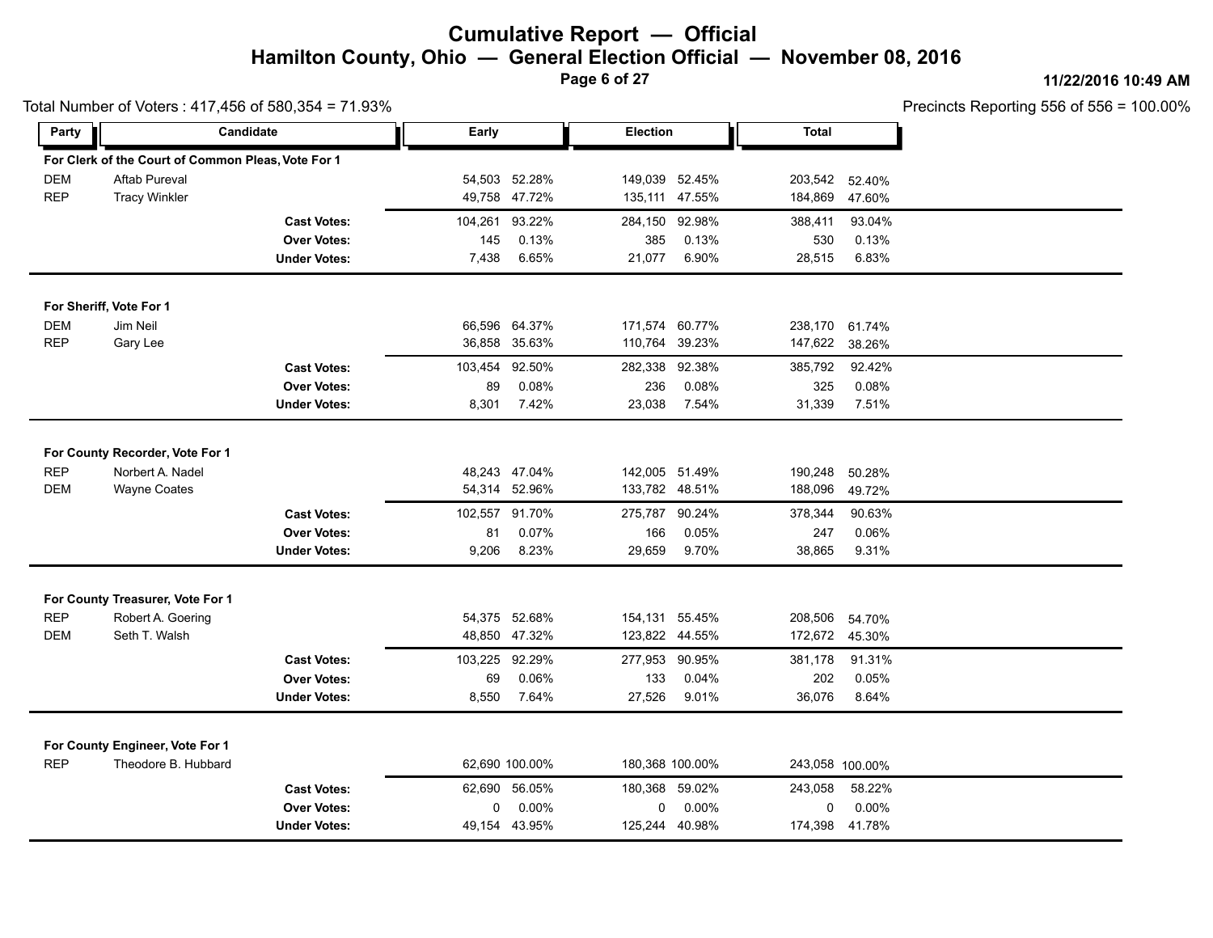# Cumulative Report — Official

## Hamilton County, Ohio — General Election Official — November 08, 2016

11/22/2016 10:49 AM

Total Number of Voters : 417,456 of 580,354 = 71.93%

Precincts Reporting 556 of 556 = 100.00%

| Party | Candidate | Early | | Election | | Total | |
|---|---|---|---|---|---|---|---|
| **For Clerk of the Court of Common Pleas, Vote For 1** | | | | | | | |
| DEM | Aftab Pureval | 54,503 | 52.28% | 149,039 | 52.45% | 203,542 | 52.40% |
| REP | Tracy Winkler | 49,758 | 47.72% | 135,111 | 47.55% | 184,869 | 47.60% |
| | **Cast Votes:** | 104,261 | 93.22% | 284,150 | 92.98% | 388,411 | 93.04% |
| | **Over Votes:** | 145 | 0.13% | 385 | 0.13% | 530 | 0.13% |
| | **Under Votes:** | 7,438 | 6.65% | 21,077 | 6.90% | 28,515 | 6.83% |
| **For Sheriff, Vote For 1** | | | | | | | |
| DEM | Jim Neil | 66,596 | 64.37% | 171,574 | 60.77% | 238,170 | 61.74% |
| REP | Gary Lee | 36,858 | 35.63% | 110,764 | 39.23% | 147,622 | 38.26% |
| | **Cast Votes:** | 103,454 | 92.50% | 282,338 | 92.38% | 385,792 | 92.42% |
| | **Over Votes:** | 89 | 0.08% | 236 | 0.08% | 325 | 0.08% |
| | **Under Votes:** | 8,301 | 7.42% | 23,038 | 7.54% | 31,339 | 7.51% |
| **For County Recorder, Vote For 1** | | | | | | | |
| REP | Norbert A. Nadel | 48,243 | 47.04% | 142,005 | 51.49% | 190,248 | 50.28% |
| DEM | Wayne Coates | 54,314 | 52.96% | 133,782 | 48.51% | 188,096 | 49.72% |
| | **Cast Votes:** | 102,557 | 91.70% | 275,787 | 90.24% | 378,344 | 90.63% |
| | **Over Votes:** | 81 | 0.07% | 166 | 0.05% | 247 | 0.06% |
| | **Under Votes:** | 9,206 | 8.23% | 29,659 | 9.70% | 38,865 | 9.31% |
| **For County Treasurer, Vote For 1** | | | | | | | |
| REP | Robert A. Goering | 54,375 | 52.68% | 154,131 | 55.45% | 208,506 | 54.70% |
| DEM | Seth T. Walsh | 48,850 | 47.32% | 123,822 | 44.55% | 172,672 | 45.30% |
| | **Cast Votes:** | 103,225 | 92.29% | 277,953 | 90.95% | 381,178 | 91.31% |
| | **Over Votes:** | 69 | 0.06% | 133 | 0.04% | 202 | 0.05% |
| | **Under Votes:** | 8,550 | 7.64% | 27,526 | 9.01% | 36,076 | 8.64% |
| **For County Engineer, Vote For 1** | | | | | | | |
| REP | Theodore B. Hubbard | 62,690 | 100.00% | 180,368 | 100.00% | 243,058 | 100.00% |
| | **Cast Votes:** | 62,690 | 56.05% | 180,368 | 59.02% | 243,058 | 58.22% |
| | **Over Votes:** | 0 | 0.00% | 0 | 0.00% | 0 | 0.00% |
| | **Under Votes:** | 49,154 | 43.95% | 125,244 | 40.98% | 174,398 | 41.78% |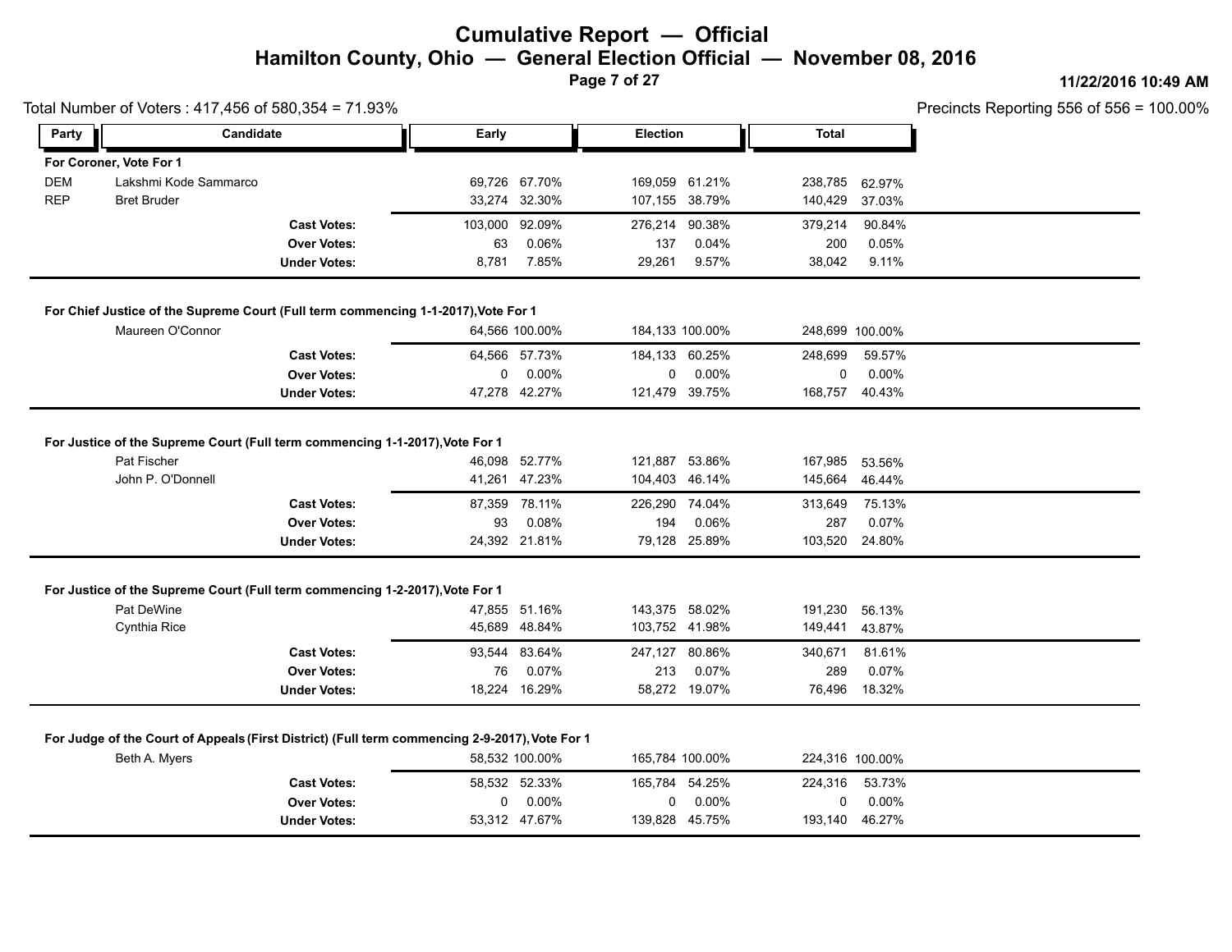# Cumulative Report — Official

## Hamilton County, Ohio — General Election Official — November 08, 2016

11/22/2016 10:49 AM

Total Number of Voters : 417,456 of 580,354 = 71.93%

Precincts Reporting 556 of 556 = 100.00%

### For Coroner, Vote For 1

| Party | Candidate | Early | | Election | | Total | |
|---|---|---|---|---|---|---|---|
| DEM | Lakshmi Kode Sammarco | 69,726 | 67.70% | 169,059 | 61.21% | 238,785 | 62.97% |
| REP | Bret Bruder | 33,274 | 32.30% | 107,155 | 38.79% | 140,429 | 37.03% |
| | **Cast Votes:** | 103,000 | 92.09% | 276,214 | 90.38% | 379,214 | 90.84% |
| | **Over Votes:** | 63 | 0.06% | 137 | 0.04% | 200 | 0.05% |
| | **Under Votes:** | 8,781 | 7.85% | 29,261 | 9.57% | 38,042 | 9.11% |

### For Chief Justice of the Supreme Court (Full term commencing 1-1-2017),Vote For 1

| Party | Candidate | Early | | Election | | Total | |
|---|---|---|---|---|---|---|---|
| | Maureen O'Connor | 64,566 | 100.00% | 184,133 | 100.00% | 248,699 | 100.00% |
| | **Cast Votes:** | 64,566 | 57.73% | 184,133 | 60.25% | 248,699 | 59.57% |
| | **Over Votes:** | 0 | 0.00% | 0 | 0.00% | 0 | 0.00% |
| | **Under Votes:** | 47,278 | 42.27% | 121,479 | 39.75% | 168,757 | 40.43% |

### For Justice of the Supreme Court (Full term commencing 1-1-2017),Vote For 1

| Party | Candidate | Early | | Election | | Total | |
|---|---|---|---|---|---|---|---|
| | Pat Fischer | 46,098 | 52.77% | 121,887 | 53.86% | 167,985 | 53.56% |
| | John P. O'Donnell | 41,261 | 47.23% | 104,403 | 46.14% | 145,664 | 46.44% |
| | **Cast Votes:** | 87,359 | 78.11% | 226,290 | 74.04% | 313,649 | 75.13% |
| | **Over Votes:** | 93 | 0.08% | 194 | 0.06% | 287 | 0.07% |
| | **Under Votes:** | 24,392 | 21.81% | 79,128 | 25.89% | 103,520 | 24.80% |

### For Justice of the Supreme Court (Full term commencing 1-2-2017),Vote For 1

| Party | Candidate | Early | | Election | | Total | |
|---|---|---|---|---|---|---|---|
| | Pat DeWine | 47,855 | 51.16% | 143,375 | 58.02% | 191,230 | 56.13% |
| | Cynthia Rice | 45,689 | 48.84% | 103,752 | 41.98% | 149,441 | 43.87% |
| | **Cast Votes:** | 93,544 | 83.64% | 247,127 | 80.86% | 340,671 | 81.61% |
| | **Over Votes:** | 76 | 0.07% | 213 | 0.07% | 289 | 0.07% |
| | **Under Votes:** | 18,224 | 16.29% | 58,272 | 19.07% | 76,496 | 18.32% |

### For Judge of the Court of Appeals (First District) (Full term commencing 2-9-2017), Vote For 1

| Party | Candidate | Early | | Election | | Total | |
|---|---|---|---|---|---|---|---|
| | Beth A. Myers | 58,532 | 100.00% | 165,784 | 100.00% | 224,316 | 100.00% |
| | **Cast Votes:** | 58,532 | 52.33% | 165,784 | 54.25% | 224,316 | 53.73% |
| | **Over Votes:** | 0 | 0.00% | 0 | 0.00% | 0 | 0.00% |
| | **Under Votes:** | 53,312 | 47.67% | 139,828 | 45.75% | 193,140 | 46.27% |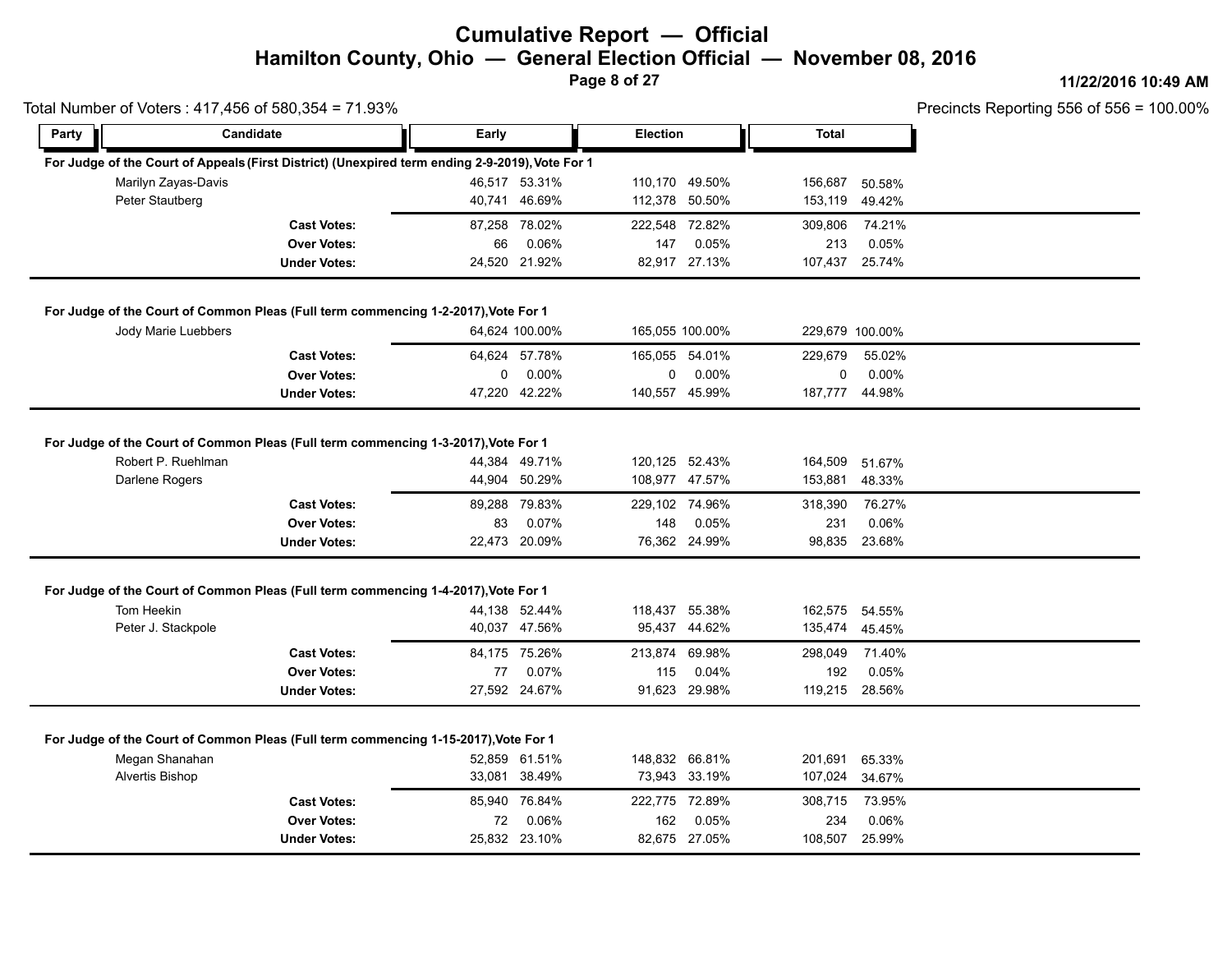# Cumulative Report — Official

## Hamilton County, Ohio — General Election Official — November 08, 2016

11/22/2016 10:49 AM

Total Number of Voters : 417,456 of 580,354 = 71.93%

Precincts Reporting 556 of 556 = 100.00%

| Party | Candidate | Early | | Election | | Total | |
|---|---|---|---|---|---|---|---|
| **For Judge of the Court of Appeals (First District) (Unexpired term ending 2-9-2019), Vote For 1** | | | | | | | |
| | Marilyn Zayas-Davis | 46,517 | 53.31% | 110,170 | 49.50% | 156,687 | 50.58% |
| | Peter Stautberg | 40,741 | 46.69% | 112,378 | 50.50% | 153,119 | 49.42% |
| | **Cast Votes:** | 87,258 | 78.02% | 222,548 | 72.82% | 309,806 | 74.21% |
| | **Over Votes:** | 66 | 0.06% | 147 | 0.05% | 213 | 0.05% |
| | **Under Votes:** | 24,520 | 21.92% | 82,917 | 27.13% | 107,437 | 25.74% |
| **For Judge of the Court of Common Pleas (Full term commencing 1-2-2017), Vote For 1** | | | | | | | |
| | Jody Marie Luebbers | 64,624 | 100.00% | 165,055 | 100.00% | 229,679 | 100.00% |
| | **Cast Votes:** | 64,624 | 57.78% | 165,055 | 54.01% | 229,679 | 55.02% |
| | **Over Votes:** | 0 | 0.00% | 0 | 0.00% | 0 | 0.00% |
| | **Under Votes:** | 47,220 | 42.22% | 140,557 | 45.99% | 187,777 | 44.98% |
| **For Judge of the Court of Common Pleas (Full term commencing 1-3-2017), Vote For 1** | | | | | | | |
| | Robert P. Ruehlman | 44,384 | 49.71% | 120,125 | 52.43% | 164,509 | 51.67% |
| | Darlene Rogers | 44,904 | 50.29% | 108,977 | 47.57% | 153,881 | 48.33% |
| | **Cast Votes:** | 89,288 | 79.83% | 229,102 | 74.96% | 318,390 | 76.27% |
| | **Over Votes:** | 83 | 0.07% | 148 | 0.05% | 231 | 0.06% |
| | **Under Votes:** | 22,473 | 20.09% | 76,362 | 24.99% | 98,835 | 23.68% |
| **For Judge of the Court of Common Pleas (Full term commencing 1-4-2017), Vote For 1** | | | | | | | |
| | Tom Heekin | 44,138 | 52.44% | 118,437 | 55.38% | 162,575 | 54.55% |
| | Peter J. Stackpole | 40,037 | 47.56% | 95,437 | 44.62% | 135,474 | 45.45% |
| | **Cast Votes:** | 84,175 | 75.26% | 213,874 | 69.98% | 298,049 | 71.40% |
| | **Over Votes:** | 77 | 0.07% | 115 | 0.04% | 192 | 0.05% |
| | **Under Votes:** | 27,592 | 24.67% | 91,623 | 29.98% | 119,215 | 28.56% |
| **For Judge of the Court of Common Pleas (Full term commencing 1-15-2017), Vote For 1** | | | | | | | |
| | Megan Shanahan | 52,859 | 61.51% | 148,832 | 66.81% | 201,691 | 65.33% |
| | Alvertis Bishop | 33,081 | 38.49% | 73,943 | 33.19% | 107,024 | 34.67% |
| | **Cast Votes:** | 85,940 | 76.84% | 222,775 | 72.89% | 308,715 | 73.95% |
| | **Over Votes:** | 72 | 0.06% | 162 | 0.05% | 234 | 0.06% |
| | **Under Votes:** | 25,832 | 23.10% | 82,675 | 27.05% | 108,507 | 25.99% |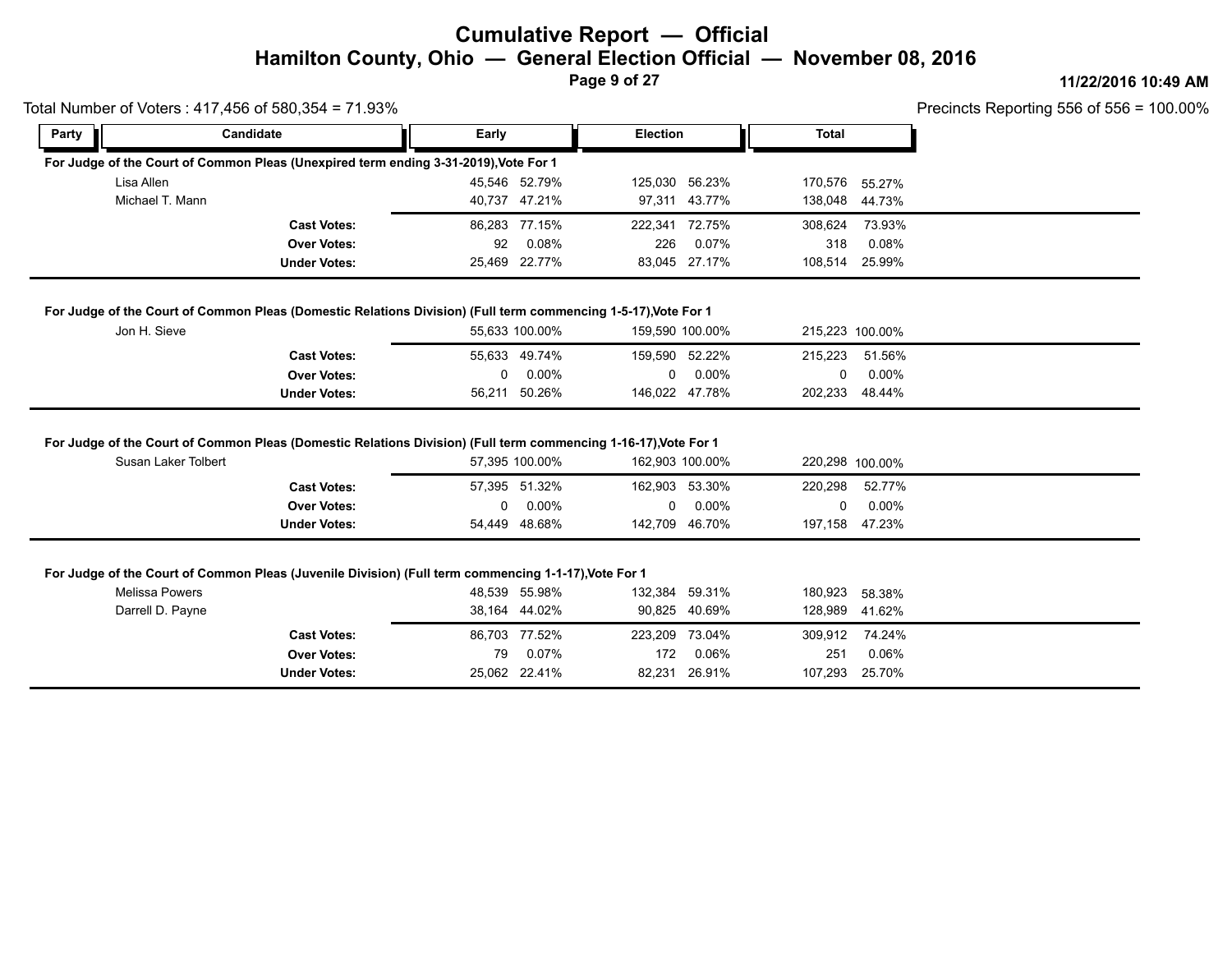# Cumulative Report — Official

## Hamilton County, Ohio — General Election Official — November 08, 2016

11/22/2016 10:49 AM

Total Number of Voters : 417,456 of 580,354 = 71.93%

Precincts Reporting 556 of 556 = 100.00%

| Party | Candidate | Early | | Election | | Total | |
|---|---|---|---|---|---|---|---|
| **For Judge of the Court of Common Pleas (Unexpired term ending 3-31-2019),Vote For 1** | | | | | | | |
| | Lisa Allen | 45,546 | 52.79% | 125,030 | 56.23% | 170,576 | 55.27% |
| | Michael T. Mann | 40,737 | 47.21% | 97,311 | 43.77% | 138,048 | 44.73% |
| | **Cast Votes:** | 86,283 | 77.15% | 222,341 | 72.75% | 308,624 | 73.93% |
| | **Over Votes:** | 92 | 0.08% | 226 | 0.07% | 318 | 0.08% |
| | **Under Votes:** | 25,469 | 22.77% | 83,045 | 27.17% | 108,514 | 25.99% |
| **For Judge of the Court of Common Pleas (Domestic Relations Division) (Full term commencing 1-5-17),Vote For 1** | | | | | | | |
| | Jon H. Sieve | 55,633 | 100.00% | 159,590 | 100.00% | 215,223 | 100.00% |
| | **Cast Votes:** | 55,633 | 49.74% | 159,590 | 52.22% | 215,223 | 51.56% |
| | **Over Votes:** | 0 | 0.00% | 0 | 0.00% | 0 | 0.00% |
| | **Under Votes:** | 56,211 | 50.26% | 146,022 | 47.78% | 202,233 | 48.44% |
| **For Judge of the Court of Common Pleas (Domestic Relations Division) (Full term commencing 1-16-17),Vote For 1** | | | | | | | |
| | Susan Laker Tolbert | 57,395 | 100.00% | 162,903 | 100.00% | 220,298 | 100.00% |
| | **Cast Votes:** | 57,395 | 51.32% | 162,903 | 53.30% | 220,298 | 52.77% |
| | **Over Votes:** | 0 | 0.00% | 0 | 0.00% | 0 | 0.00% |
| | **Under Votes:** | 54,449 | 48.68% | 142,709 | 46.70% | 197,158 | 47.23% |
| **For Judge of the Court of Common Pleas (Juvenile Division) (Full term commencing 1-1-17),Vote For 1** | | | | | | | |
| | Melissa Powers | 48,539 | 55.98% | 132,384 | 59.31% | 180,923 | 58.38% |
| | Darrell D. Payne | 38,164 | 44.02% | 90,825 | 40.69% | 128,989 | 41.62% |
| | **Cast Votes:** | 86,703 | 77.52% | 223,209 | 73.04% | 309,912 | 74.24% |
| | **Over Votes:** | 79 | 0.07% | 172 | 0.06% | 251 | 0.06% |
| | **Under Votes:** | 25,062 | 22.41% | 82,231 | 26.91% | 107,293 | 25.70% |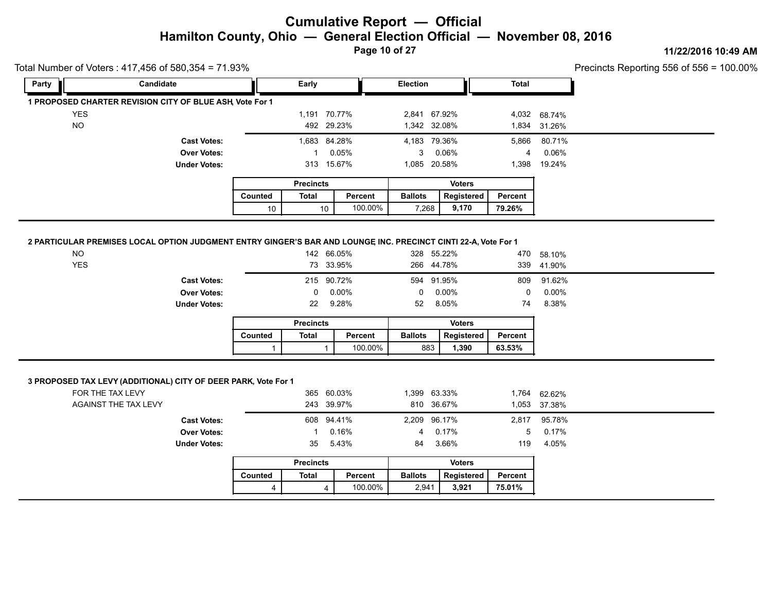# Cumulative Report — Official

## Hamilton County, Ohio — General Election Official — November 08, 2016

11/22/2016 10:49 AM

Total Number of Voters : 417,456 of 580,354 = 71.93%

Precincts Reporting 556 of 556 = 100.00%

| Party | Candidate | Early | | Election | | Total | |
|---|---|---|---|---|---|---|---|

### 1 PROPOSED CHARTER REVISION CITY OF BLUE ASH, Vote For 1

| Candidate | Early | | Election | | Total | |
|---|---|---|---|---|---|---|
| YES | 1,191 | 70.77% | 2,841 | 67.92% | 4,032 | 68.74% |
| NO | 492 | 29.23% | 1,342 | 32.08% | 1,834 | 31.26% |
| **Cast Votes:** | 1,683 | 84.28% | 4,183 | 79.36% | 5,866 | 80.71% |
| **Over Votes:** | 1 | 0.05% | 3 | 0.06% | 4 | 0.06% |
| **Under Votes:** | 313 | 15.67% | 1,085 | 20.58% | 1,398 | 19.24% |

| Precincts | | | Voters | | |
|---|---|---|---|---|---|
| Counted | Total | Percent | Ballots | Registered | Percent |
| 10 | 10 | 100.00% | 7,268 | **9,170** | **79.26%** |

### 2 PARTICULAR PREMISES LOCAL OPTION JUDGMENT ENTRY GINGER'S BAR AND LOUNGE, INC. PRECINCT CINTI 22-A, Vote For 1

| Candidate | Early | | Election | | Total | |
|---|---|---|---|---|---|---|
| NO | 142 | 66.05% | 328 | 55.22% | 470 | 58.10% |
| YES | 73 | 33.95% | 266 | 44.78% | 339 | 41.90% |
| **Cast Votes:** | 215 | 90.72% | 594 | 91.95% | 809 | 91.62% |
| **Over Votes:** | 0 | 0.00% | 0 | 0.00% | 0 | 0.00% |
| **Under Votes:** | 22 | 9.28% | 52 | 8.05% | 74 | 8.38% |

| Precincts | | | Voters | | |
|---|---|---|---|---|---|
| Counted | Total | Percent | Ballots | Registered | Percent |
| 1 | 1 | 100.00% | 883 | **1,390** | **63.53%** |

### 3 PROPOSED TAX LEVY (ADDITIONAL) CITY OF DEER PARK, Vote For 1

| Candidate | Early | | Election | | Total | |
|---|---|---|---|---|---|---|
| FOR THE TAX LEVY | 365 | 60.03% | 1,399 | 63.33% | 1,764 | 62.62% |
| AGAINST THE TAX LEVY | 243 | 39.97% | 810 | 36.67% | 1,053 | 37.38% |
| **Cast Votes:** | 608 | 94.41% | 2,209 | 96.17% | 2,817 | 95.78% |
| **Over Votes:** | 1 | 0.16% | 4 | 0.17% | 5 | 0.17% |
| **Under Votes:** | 35 | 5.43% | 84 | 3.66% | 119 | 4.05% |

| Precincts | | | Voters | | |
|---|---|---|---|---|---|
| Counted | Total | Percent | Ballots | Registered | Percent |
| 4 | 4 | 100.00% | 2,941 | **3,921** | **75.01%** |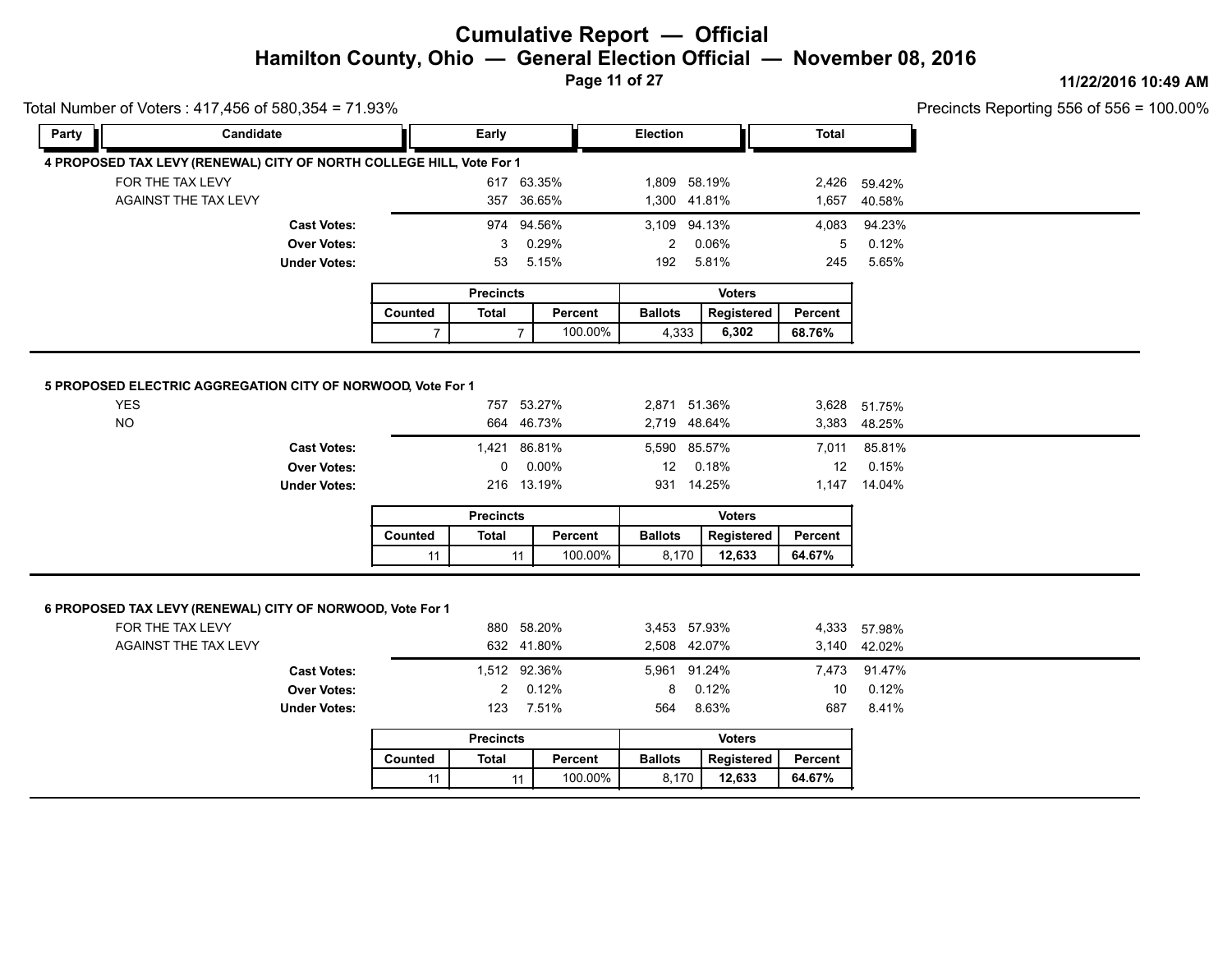# Cumulative Report — Official

## Hamilton County, Ohio — General Election Official — November 08, 2016

11/22/2016 10:49 AM

Total Number of Voters : 417,456 of 580,354 = 71.93%

Precincts Reporting 556 of 556 = 100.00%

| Party | Candidate | Early | | Election | | Total | |
|---|---|---|---|---|---|---|---|

### 4 PROPOSED TAX LEVY (RENEWAL) CITY OF NORTH COLLEGE HILL, Vote For 1

| | Early | | Election | | Total | |
|---|---|---|---|---|---|---|
| FOR THE TAX LEVY | 617 | 63.35% | 1,809 | 58.19% | 2,426 | 59.42% |
| AGAINST THE TAX LEVY | 357 | 36.65% | 1,300 | 41.81% | 1,657 | 40.58% |
| **Cast Votes:** | 974 | 94.56% | 3,109 | 94.13% | 4,083 | 94.23% |
| **Over Votes:** | 3 | 0.29% | 2 | 0.06% | 5 | 0.12% |
| **Under Votes:** | 53 | 5.15% | 192 | 5.81% | 245 | 5.65% |

| Precincts | | | Voters | | |
|---|---|---|---|---|---|
| Counted | Total | Percent | Ballots | Registered | Percent |
| 7 | 7 | 100.00% | 4,333 | **6,302** | **68.76%** |

### 5 PROPOSED ELECTRIC AGGREGATION CITY OF NORWOOD, Vote For 1

| | Early | | Election | | Total | |
|---|---|---|---|---|---|---|
| YES | 757 | 53.27% | 2,871 | 51.36% | 3,628 | 51.75% |
| NO | 664 | 46.73% | 2,719 | 48.64% | 3,383 | 48.25% |
| **Cast Votes:** | 1,421 | 86.81% | 5,590 | 85.57% | 7,011 | 85.81% |
| **Over Votes:** | 0 | 0.00% | 12 | 0.18% | 12 | 0.15% |
| **Under Votes:** | 216 | 13.19% | 931 | 14.25% | 1,147 | 14.04% |

| Precincts | | | Voters | | |
|---|---|---|---|---|---|
| Counted | Total | Percent | Ballots | Registered | Percent |
| 11 | 11 | 100.00% | 8,170 | **12,633** | **64.67%** |

### 6 PROPOSED TAX LEVY (RENEWAL) CITY OF NORWOOD, Vote For 1

| | Early | | Election | | Total | |
|---|---|---|---|---|---|---|
| FOR THE TAX LEVY | 880 | 58.20% | 3,453 | 57.93% | 4,333 | 57.98% |
| AGAINST THE TAX LEVY | 632 | 41.80% | 2,508 | 42.07% | 3,140 | 42.02% |
| **Cast Votes:** | 1,512 | 92.36% | 5,961 | 91.24% | 7,473 | 91.47% |
| **Over Votes:** | 2 | 0.12% | 8 | 0.12% | 10 | 0.12% |
| **Under Votes:** | 123 | 7.51% | 564 | 8.63% | 687 | 8.41% |

| Precincts | | | Voters | | |
|---|---|---|---|---|---|
| Counted | Total | Percent | Ballots | Registered | Percent |
| 11 | 11 | 100.00% | 8,170 | **12,633** | **64.67%** |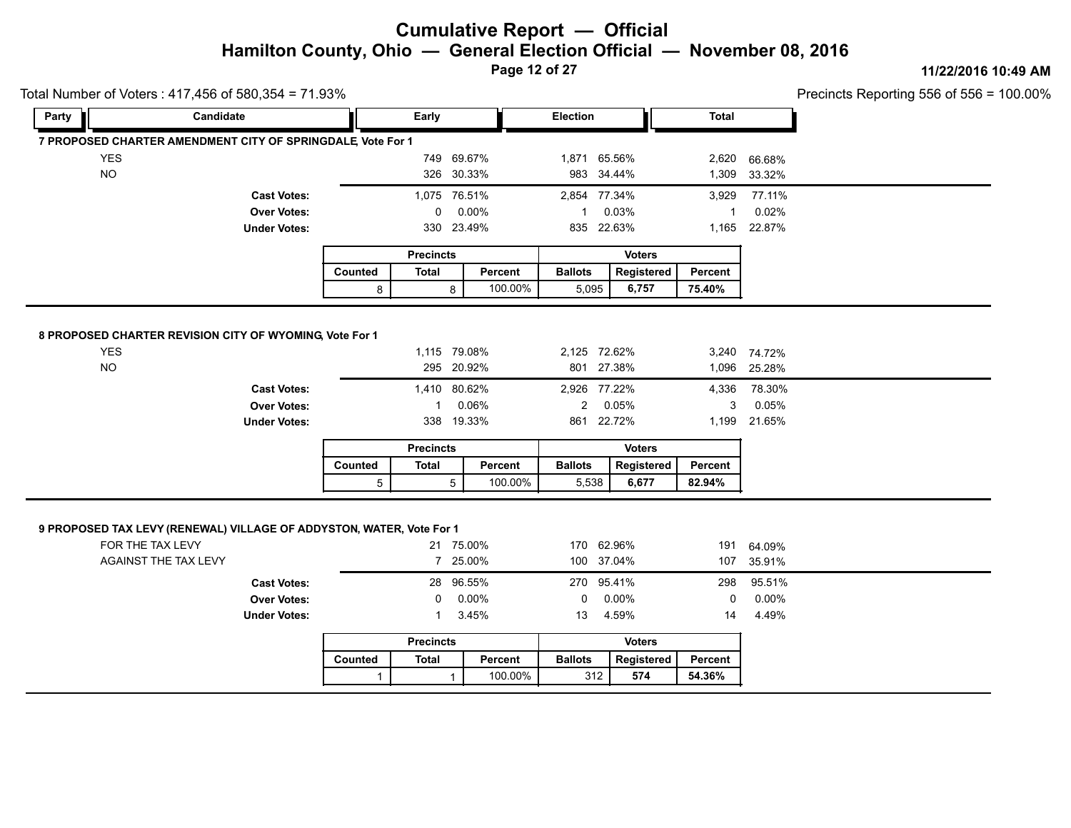# Cumulative Report — Official

## Hamilton County, Ohio — General Election Official — November 08, 2016

11/22/2016 10:49 AM

Total Number of Voters : 417,456 of 580,354 = 71.93%

Precincts Reporting 556 of 556 = 100.00%

| Party | Candidate | Early | | Election | | Total | |
|---|---|---|---|---|---|---|---|

### 7 PROPOSED CHARTER AMENDMENT CITY OF SPRINGDALE, Vote For 1

| | Early | | Election | | Total | |
|---|---|---|---|---|---|---|
| YES | 749 | 69.67% | 1,871 | 65.56% | 2,620 | 66.68% |
| NO | 326 | 30.33% | 983 | 34.44% | 1,309 | 33.32% |
| **Cast Votes:** | 1,075 | 76.51% | 2,854 | 77.34% | 3,929 | 77.11% |
| **Over Votes:** | 0 | 0.00% | 1 | 0.03% | 1 | 0.02% |
| **Under Votes:** | 330 | 23.49% | 835 | 22.63% | 1,165 | 22.87% |

| Precincts | | | Voters | | |
|---|---|---|---|---|---|
| Counted | Total | Percent | Ballots | Registered | Percent |
| 8 | 8 | 100.00% | 5,095 | **6,757** | **75.40%** |

### 8 PROPOSED CHARTER REVISION CITY OF WYOMING, Vote For 1

| | Early | | Election | | Total | |
|---|---|---|---|---|---|---|
| YES | 1,115 | 79.08% | 2,125 | 72.62% | 3,240 | 74.72% |
| NO | 295 | 20.92% | 801 | 27.38% | 1,096 | 25.28% |
| **Cast Votes:** | 1,410 | 80.62% | 2,926 | 77.22% | 4,336 | 78.30% |
| **Over Votes:** | 1 | 0.06% | 2 | 0.05% | 3 | 0.05% |
| **Under Votes:** | 338 | 19.33% | 861 | 22.72% | 1,199 | 21.65% |

| Precincts | | | Voters | | |
|---|---|---|---|---|---|
| Counted | Total | Percent | Ballots | Registered | Percent |
| 5 | 5 | 100.00% | 5,538 | **6,677** | **82.94%** |

### 9 PROPOSED TAX LEVY (RENEWAL) VILLAGE OF ADDYSTON, WATER, Vote For 1

| | Early | | Election | | Total | |
|---|---|---|---|---|---|---|
| FOR THE TAX LEVY | 21 | 75.00% | 170 | 62.96% | 191 | 64.09% |
| AGAINST THE TAX LEVY | 7 | 25.00% | 100 | 37.04% | 107 | 35.91% |
| **Cast Votes:** | 28 | 96.55% | 270 | 95.41% | 298 | 95.51% |
| **Over Votes:** | 0 | 0.00% | 0 | 0.00% | 0 | 0.00% |
| **Under Votes:** | 1 | 3.45% | 13 | 4.59% | 14 | 4.49% |

| Precincts | | | Voters | | |
|---|---|---|---|---|---|
| Counted | Total | Percent | Ballots | Registered | Percent |
| 1 | 1 | 100.00% | 312 | **574** | **54.36%** |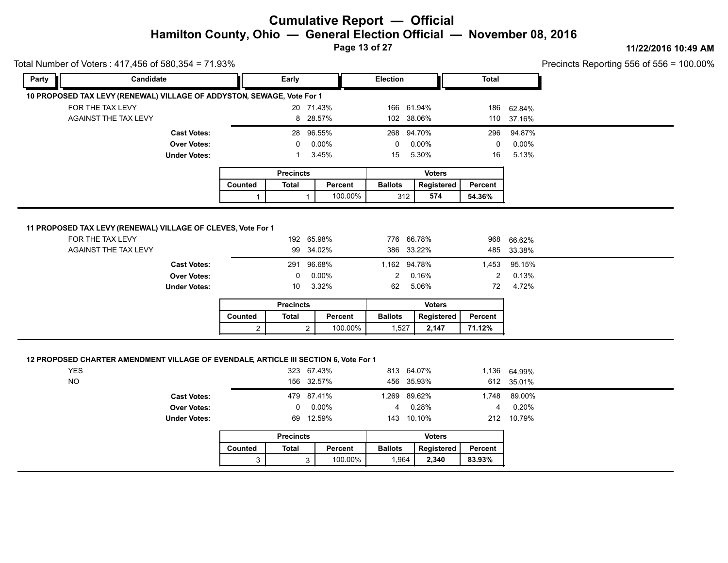# Cumulative Report — Official

## Hamilton County, Ohio — General Election Official — November 08, 2016

11/22/2016 10:49 AM

Total Number of Voters : 417,456 of 580,354 = 71.93%

Precincts Reporting 556 of 556 = 100.00%

| Party | Candidate | Early | | Election | | Total | |
|---|---|---|---|---|---|---|---|

### 10 PROPOSED TAX LEVY (RENEWAL) VILLAGE OF ADDYSTON, SEWAGE, Vote For 1

| | Early | | Election | | Total | |
|---|---|---|---|---|---|---|
| FOR THE TAX LEVY | 20 | 71.43% | 166 | 61.94% | 186 | 62.84% |
| AGAINST THE TAX LEVY | 8 | 28.57% | 102 | 38.06% | 110 | 37.16% |
| **Cast Votes:** | 28 | 96.55% | 268 | 94.70% | 296 | 94.87% |
| **Over Votes:** | 0 | 0.00% | 0 | 0.00% | 0 | 0.00% |
| **Under Votes:** | 1 | 3.45% | 15 | 5.30% | 16 | 5.13% |

| Precincts | | | Voters | | |
|---|---|---|---|---|---|
| Counted | Total | Percent | Ballots | Registered | Percent |
| 1 | 1 | 100.00% | 312 | **574** | **54.36%** |

### 11 PROPOSED TAX LEVY (RENEWAL) VILLAGE OF CLEVES, Vote For 1

| | Early | | Election | | Total | |
|---|---|---|---|---|---|---|
| FOR THE TAX LEVY | 192 | 65.98% | 776 | 66.78% | 968 | 66.62% |
| AGAINST THE TAX LEVY | 99 | 34.02% | 386 | 33.22% | 485 | 33.38% |
| **Cast Votes:** | 291 | 96.68% | 1,162 | 94.78% | 1,453 | 95.15% |
| **Over Votes:** | 0 | 0.00% | 2 | 0.16% | 2 | 0.13% |
| **Under Votes:** | 10 | 3.32% | 62 | 5.06% | 72 | 4.72% |

| Precincts | | | Voters | | |
|---|---|---|---|---|---|
| Counted | Total | Percent | Ballots | Registered | Percent |
| 2 | 2 | 100.00% | 1,527 | **2,147** | **71.12%** |

### 12 PROPOSED CHARTER AMENDMENT VILLAGE OF EVENDALE, ARTICLE III SECTION 6, Vote For 1

| | Early | | Election | | Total | |
|---|---|---|---|---|---|---|
| YES | 323 | 67.43% | 813 | 64.07% | 1,136 | 64.99% |
| NO | 156 | 32.57% | 456 | 35.93% | 612 | 35.01% |
| **Cast Votes:** | 479 | 87.41% | 1,269 | 89.62% | 1,748 | 89.00% |
| **Over Votes:** | 0 | 0.00% | 4 | 0.28% | 4 | 0.20% |
| **Under Votes:** | 69 | 12.59% | 143 | 10.10% | 212 | 10.79% |

| Precincts | | | Voters | | |
|---|---|---|---|---|---|
| Counted | Total | Percent | Ballots | Registered | Percent |
| 3 | 3 | 100.00% | 1,964 | **2,340** | **83.93%** |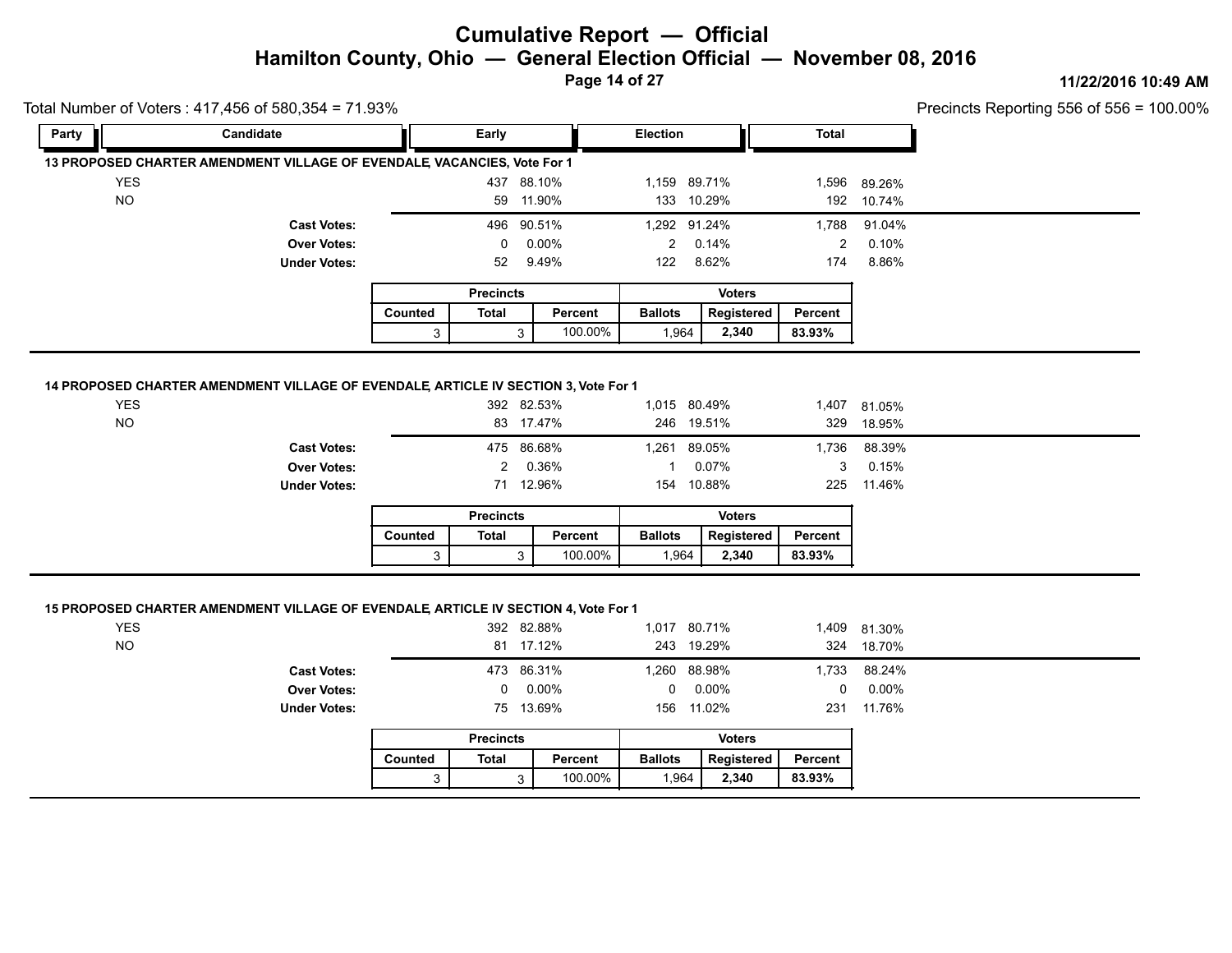# Cumulative Report — Official

## Hamilton County, Ohio — General Election Official — November 08, 2016

11/22/2016 10:49 AM

Total Number of Voters : 417,456 of 580,354 = 71.93%

Precincts Reporting 556 of 556 = 100.00%

| Party | Candidate | Early | | Election | | Total | |
|---|---|---|---|---|---|---|---|

### 13 PROPOSED CHARTER AMENDMENT VILLAGE OF EVENDALE, VACANCIES, Vote For 1

| | Early | | Election | | Total | |
|---|---|---|---|---|---|---|
| YES | 437 | 88.10% | 1,159 | 89.71% | 1,596 | 89.26% |
| NO | 59 | 11.90% | 133 | 10.29% | 192 | 10.74% |
| **Cast Votes:** | 496 | 90.51% | 1,292 | 91.24% | 1,788 | 91.04% |
| **Over Votes:** | 0 | 0.00% | 2 | 0.14% | 2 | 0.10% |
| **Under Votes:** | 52 | 9.49% | 122 | 8.62% | 174 | 8.86% |

| Precincts | | | Voters | | |
|---|---|---|---|---|---|
| Counted | Total | Percent | Ballots | Registered | Percent |
| 3 | 3 | 100.00% | 1,964 | **2,340** | **83.93%** |

### 14 PROPOSED CHARTER AMENDMENT VILLAGE OF EVENDALE, ARTICLE IV SECTION 3, Vote For 1

| | Early | | Election | | Total | |
|---|---|---|---|---|---|---|
| YES | 392 | 82.53% | 1,015 | 80.49% | 1,407 | 81.05% |
| NO | 83 | 17.47% | 246 | 19.51% | 329 | 18.95% |
| **Cast Votes:** | 475 | 86.68% | 1,261 | 89.05% | 1,736 | 88.39% |
| **Over Votes:** | 2 | 0.36% | 1 | 0.07% | 3 | 0.15% |
| **Under Votes:** | 71 | 12.96% | 154 | 10.88% | 225 | 11.46% |

| Precincts | | | Voters | | |
|---|---|---|---|---|---|
| Counted | Total | Percent | Ballots | Registered | Percent |
| 3 | 3 | 100.00% | 1,964 | **2,340** | **83.93%** |

### 15 PROPOSED CHARTER AMENDMENT VILLAGE OF EVENDALE, ARTICLE IV SECTION 4, Vote For 1

| | Early | | Election | | Total | |
|---|---|---|---|---|---|---|
| YES | 392 | 82.88% | 1,017 | 80.71% | 1,409 | 81.30% |
| NO | 81 | 17.12% | 243 | 19.29% | 324 | 18.70% |
| **Cast Votes:** | 473 | 86.31% | 1,260 | 88.98% | 1,733 | 88.24% |
| **Over Votes:** | 0 | 0.00% | 0 | 0.00% | 0 | 0.00% |
| **Under Votes:** | 75 | 13.69% | 156 | 11.02% | 231 | 11.76% |

| Precincts | | | Voters | | |
|---|---|---|---|---|---|
| Counted | Total | Percent | Ballots | Registered | Percent |
| 3 | 3 | 100.00% | 1,964 | **2,340** | **83.93%** |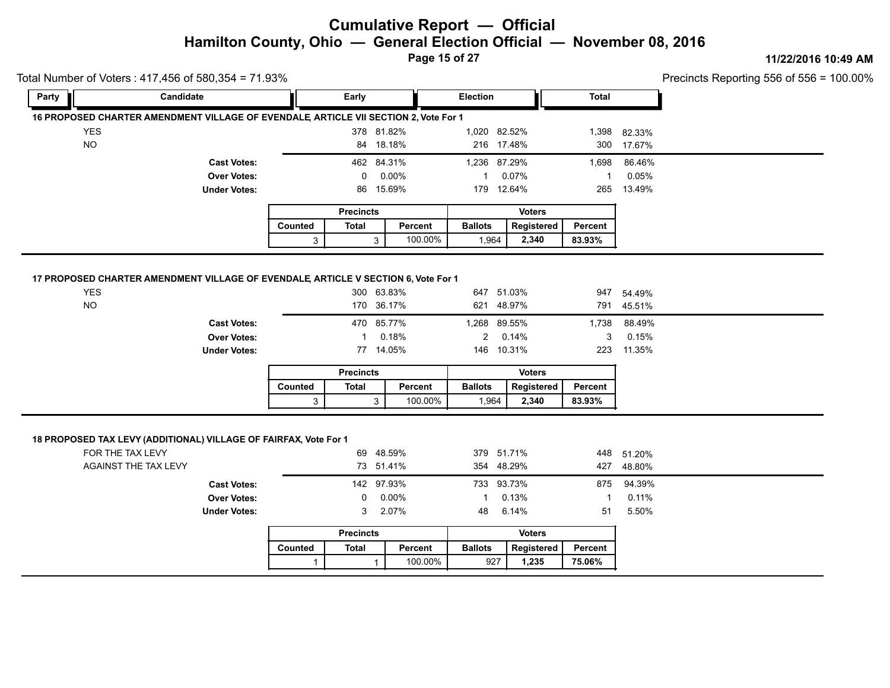# Cumulative Report — Official

## Hamilton County, Ohio — General Election Official — November 08, 2016

11/22/2016 10:49 AM

Total Number of Voters : 417,456 of 580,354 = 71.93%

Precincts Reporting 556 of 556 = 100.00%

### 16 PROPOSED CHARTER AMENDMENT VILLAGE OF EVENDALE, ARTICLE VII SECTION 2, Vote For 1

| Party | Candidate | Early | | Election | | Total | |
|---|---|---|---|---|---|---|---|
| | YES | 378 | 81.82% | 1,020 | 82.52% | 1,398 | 82.33% |
| | NO | 84 | 18.18% | 216 | 17.48% | 300 | 17.67% |
| | **Cast Votes:** | 462 | 84.31% | 1,236 | 87.29% | 1,698 | 86.46% |
| | **Over Votes:** | 0 | 0.00% | 1 | 0.07% | 1 | 0.05% |
| | **Under Votes:** | 86 | 15.69% | 179 | 12.64% | 265 | 13.49% |

| Precincts | | | Voters | | |
|---|---|---|---|---|---|
| Counted | Total | Percent | Ballots | Registered | Percent |
| 3 | 3 | 100.00% | 1,964 | **2,340** | **83.93%** |

### 17 PROPOSED CHARTER AMENDMENT VILLAGE OF EVENDALE, ARTICLE V SECTION 6, Vote For 1

| Party | Candidate | Early | | Election | | Total | |
|---|---|---|---|---|---|---|---|
| | YES | 300 | 63.83% | 647 | 51.03% | 947 | 54.49% |
| | NO | 170 | 36.17% | 621 | 48.97% | 791 | 45.51% |
| | **Cast Votes:** | 470 | 85.77% | 1,268 | 89.55% | 1,738 | 88.49% |
| | **Over Votes:** | 1 | 0.18% | 2 | 0.14% | 3 | 0.15% |
| | **Under Votes:** | 77 | 14.05% | 146 | 10.31% | 223 | 11.35% |

| Precincts | | | Voters | | |
|---|---|---|---|---|---|
| Counted | Total | Percent | Ballots | Registered | Percent |
| 3 | 3 | 100.00% | 1,964 | **2,340** | **83.93%** |

### 18 PROPOSED TAX LEVY (ADDITIONAL) VILLAGE OF FAIRFAX, Vote For 1

| Party | Candidate | Early | | Election | | Total | |
|---|---|---|---|---|---|---|---|
| | FOR THE TAX LEVY | 69 | 48.59% | 379 | 51.71% | 448 | 51.20% |
| | AGAINST THE TAX LEVY | 73 | 51.41% | 354 | 48.29% | 427 | 48.80% |
| | **Cast Votes:** | 142 | 97.93% | 733 | 93.73% | 875 | 94.39% |
| | **Over Votes:** | 0 | 0.00% | 1 | 0.13% | 1 | 0.11% |
| | **Under Votes:** | 3 | 2.07% | 48 | 6.14% | 51 | 5.50% |

| Precincts | | | Voters | | |
|---|---|---|---|---|---|
| Counted | Total | Percent | Ballots | Registered | Percent |
| 1 | 1 | 100.00% | 927 | **1,235** | **75.06%** |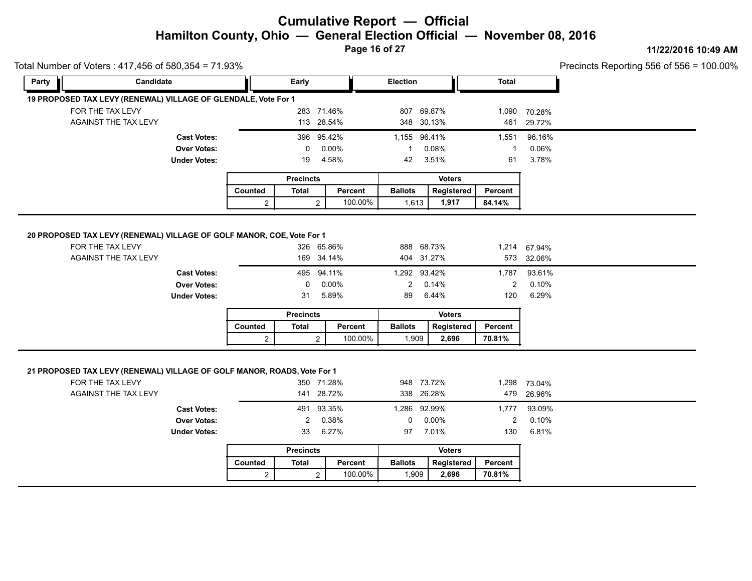# Cumulative Report — Official

## Hamilton County, Ohio — General Election Official — November 08, 2016

11/22/2016 10:49 AM

Total Number of Voters : 417,456 of 580,354 = 71.93%

Precincts Reporting 556 of 556 = 100.00%

### 19 PROPOSED TAX LEVY (RENEWAL) VILLAGE OF GLENDALE, Vote For 1

| Party | Candidate | Early | | Election | | Total | |
|---|---|---|---|---|---|---|---|
| | FOR THE TAX LEVY | 283 | 71.46% | 807 | 69.87% | 1,090 | 70.28% |
| | AGAINST THE TAX LEVY | 113 | 28.54% | 348 | 30.13% | 461 | 29.72% |
| | **Cast Votes:** | 396 | 95.42% | 1,155 | 96.41% | 1,551 | 96.16% |
| | **Over Votes:** | 0 | 0.00% | 1 | 0.08% | 1 | 0.06% |
| | **Under Votes:** | 19 | 4.58% | 42 | 3.51% | 61 | 3.78% |

| Precincts | | | Voters | | |
|---|---|---|---|---|---|
| Counted | Total | Percent | Ballots | Registered | Percent |
| 2 | 2 | 100.00% | 1,613 | **1,917** | **84.14%** |

### 20 PROPOSED TAX LEVY (RENEWAL) VILLAGE OF GOLF MANOR, COE, Vote For 1

| Party | Candidate | Early | | Election | | Total | |
|---|---|---|---|---|---|---|---|
| | FOR THE TAX LEVY | 326 | 65.86% | 888 | 68.73% | 1,214 | 67.94% |
| | AGAINST THE TAX LEVY | 169 | 34.14% | 404 | 31.27% | 573 | 32.06% |
| | **Cast Votes:** | 495 | 94.11% | 1,292 | 93.42% | 1,787 | 93.61% |
| | **Over Votes:** | 0 | 0.00% | 2 | 0.14% | 2 | 0.10% |
| | **Under Votes:** | 31 | 5.89% | 89 | 6.44% | 120 | 6.29% |

| Precincts | | | Voters | | |
|---|---|---|---|---|---|
| Counted | Total | Percent | Ballots | Registered | Percent |
| 2 | 2 | 100.00% | 1,909 | **2,696** | **70.81%** |

### 21 PROPOSED TAX LEVY (RENEWAL) VILLAGE OF GOLF MANOR, ROADS, Vote For 1

| Party | Candidate | Early | | Election | | Total | |
|---|---|---|---|---|---|---|---|
| | FOR THE TAX LEVY | 350 | 71.28% | 948 | 73.72% | 1,298 | 73.04% |
| | AGAINST THE TAX LEVY | 141 | 28.72% | 338 | 26.28% | 479 | 26.96% |
| | **Cast Votes:** | 491 | 93.35% | 1,286 | 92.99% | 1,777 | 93.09% |
| | **Over Votes:** | 2 | 0.38% | 0 | 0.00% | 2 | 0.10% |
| | **Under Votes:** | 33 | 6.27% | 97 | 7.01% | 130 | 6.81% |

| Precincts | | | Voters | | |
|---|---|---|---|---|---|
| Counted | Total | Percent | Ballots | Registered | Percent |
| 2 | 2 | 100.00% | 1,909 | **2,696** | **70.81%** |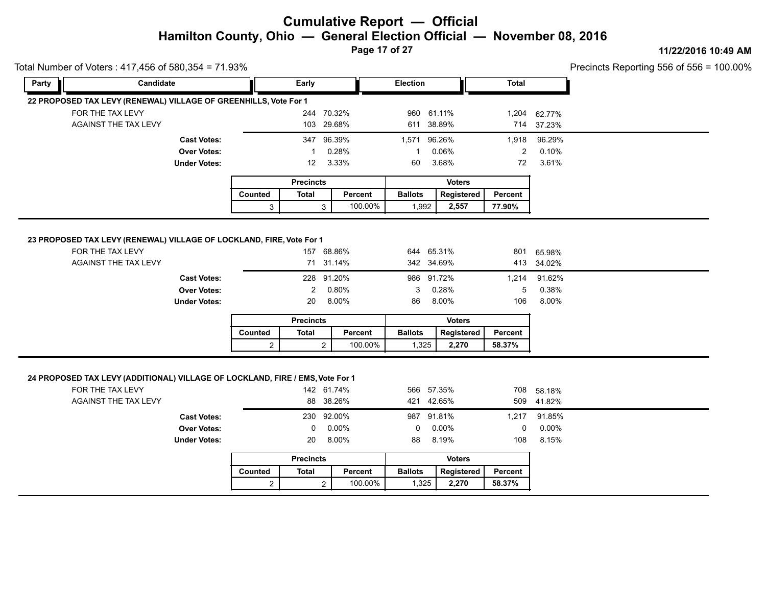# Cumulative Report — Official

## Hamilton County, Ohio — General Election Official — November 08, 2016

11/22/2016 10:49 AM

Total Number of Voters : 417,456 of 580,354 = 71.93%

Precincts Reporting 556 of 556 = 100.00%

### 22 PROPOSED TAX LEVY (RENEWAL) VILLAGE OF GREENHILLS, Vote For 1

| Party | Candidate | Early | | Election | | Total | |
|---|---|---|---|---|---|---|---|
| | FOR THE TAX LEVY | 244 | 70.32% | 960 | 61.11% | 1,204 | 62.77% |
| | AGAINST THE TAX LEVY | 103 | 29.68% | 611 | 38.89% | 714 | 37.23% |
| | **Cast Votes:** | 347 | 96.39% | 1,571 | 96.26% | 1,918 | 96.29% |
| | **Over Votes:** | 1 | 0.28% | 1 | 0.06% | 2 | 0.10% |
| | **Under Votes:** | 12 | 3.33% | 60 | 3.68% | 72 | 3.61% |

| Precincts | | | Voters | | |
|---|---|---|---|---|---|
| Counted | Total | Percent | Ballots | Registered | Percent |
| 3 | 3 | 100.00% | 1,992 | **2,557** | **77.90%** |

### 23 PROPOSED TAX LEVY (RENEWAL) VILLAGE OF LOCKLAND, FIRE, Vote For 1

| Party | Candidate | Early | | Election | | Total | |
|---|---|---|---|---|---|---|---|
| | FOR THE TAX LEVY | 157 | 68.86% | 644 | 65.31% | 801 | 65.98% |
| | AGAINST THE TAX LEVY | 71 | 31.14% | 342 | 34.69% | 413 | 34.02% |
| | **Cast Votes:** | 228 | 91.20% | 986 | 91.72% | 1,214 | 91.62% |
| | **Over Votes:** | 2 | 0.80% | 3 | 0.28% | 5 | 0.38% |
| | **Under Votes:** | 20 | 8.00% | 86 | 8.00% | 106 | 8.00% |

| Precincts | | | Voters | | |
|---|---|---|---|---|---|
| Counted | Total | Percent | Ballots | Registered | Percent |
| 2 | 2 | 100.00% | 1,325 | **2,270** | **58.37%** |

### 24 PROPOSED TAX LEVY (ADDITIONAL) VILLAGE OF LOCKLAND, FIRE / EMS, Vote For 1

| Party | Candidate | Early | | Election | | Total | |
|---|---|---|---|---|---|---|---|
| | FOR THE TAX LEVY | 142 | 61.74% | 566 | 57.35% | 708 | 58.18% |
| | AGAINST THE TAX LEVY | 88 | 38.26% | 421 | 42.65% | 509 | 41.82% |
| | **Cast Votes:** | 230 | 92.00% | 987 | 91.81% | 1,217 | 91.85% |
| | **Over Votes:** | 0 | 0.00% | 0 | 0.00% | 0 | 0.00% |
| | **Under Votes:** | 20 | 8.00% | 88 | 8.19% | 108 | 8.15% |

| Precincts | | | Voters | | |
|---|---|---|---|---|---|
| Counted | Total | Percent | Ballots | Registered | Percent |
| 2 | 2 | 100.00% | 1,325 | **2,270** | **58.37%** |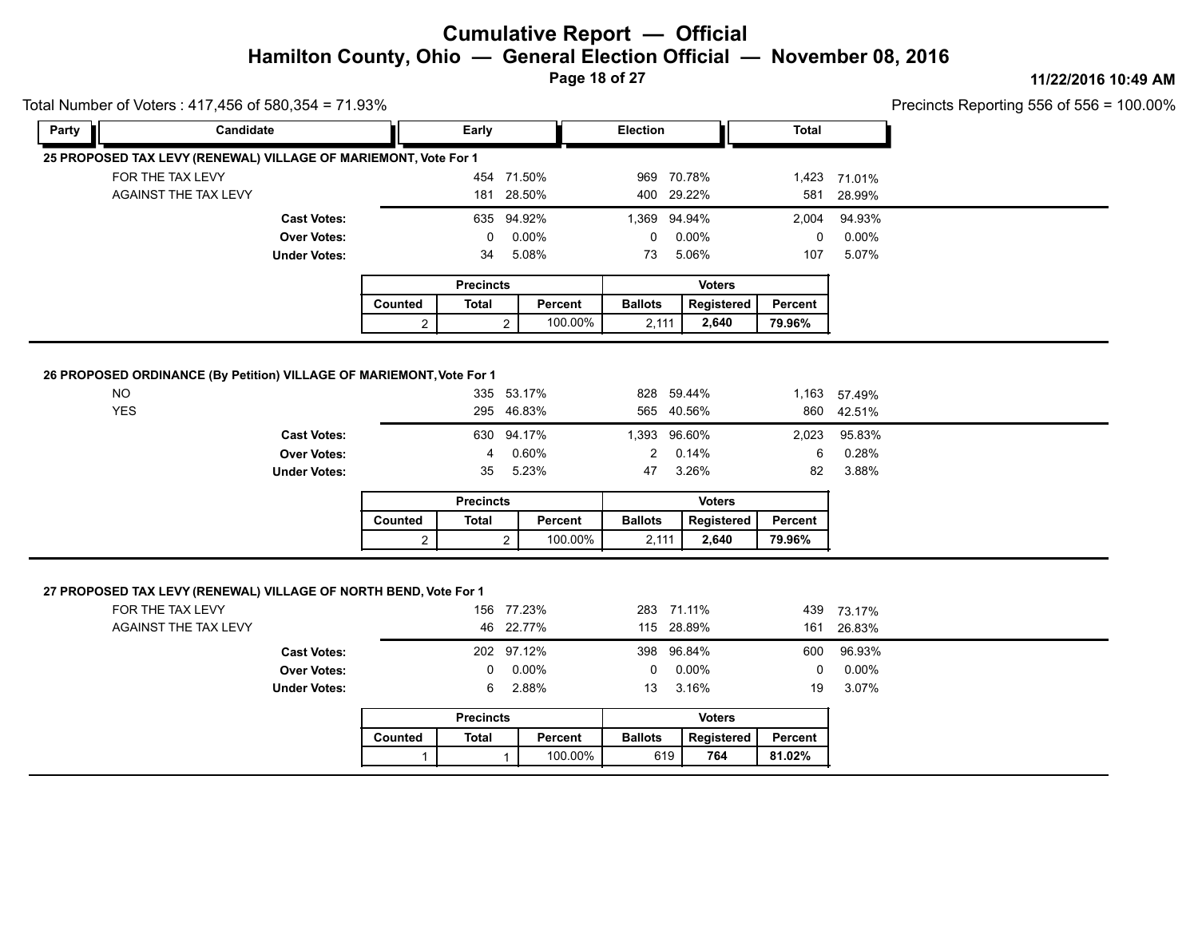# Cumulative Report — Official

## Hamilton County, Ohio — General Election Official — November 08, 2016

11/22/2016 10:49 AM

Total Number of Voters : 417,456 of 580,354 = 71.93%

Precincts Reporting 556 of 556 = 100.00%

| Party | Candidate | Early | | Election | | Total | |
|---|---|---|---|---|---|---|---|

### 25 PROPOSED TAX LEVY (RENEWAL) VILLAGE OF MARIEMONT, Vote For 1

| Candidate | Early | | Election | | Total | |
|---|---|---|---|---|---|---|
| FOR THE TAX LEVY | 454 | 71.50% | 969 | 70.78% | 1,423 | 71.01% |
| AGAINST THE TAX LEVY | 181 | 28.50% | 400 | 29.22% | 581 | 28.99% |
| **Cast Votes:** | 635 | 94.92% | 1,369 | 94.94% | 2,004 | 94.93% |
| **Over Votes:** | 0 | 0.00% | 0 | 0.00% | 0 | 0.00% |
| **Under Votes:** | 34 | 5.08% | 73 | 5.06% | 107 | 5.07% |

| Precincts | | | Voters | | |
|---|---|---|---|---|---|
| Counted | Total | Percent | Ballots | Registered | Percent |
| 2 | 2 | 100.00% | 2,111 | **2,640** | **79.96%** |

### 26 PROPOSED ORDINANCE (By Petition) VILLAGE OF MARIEMONT, Vote For 1

| Candidate | Early | | Election | | Total | |
|---|---|---|---|---|---|---|
| NO | 335 | 53.17% | 828 | 59.44% | 1,163 | 57.49% |
| YES | 295 | 46.83% | 565 | 40.56% | 860 | 42.51% |
| **Cast Votes:** | 630 | 94.17% | 1,393 | 96.60% | 2,023 | 95.83% |
| **Over Votes:** | 4 | 0.60% | 2 | 0.14% | 6 | 0.28% |
| **Under Votes:** | 35 | 5.23% | 47 | 3.26% | 82 | 3.88% |

| Precincts | | | Voters | | |
|---|---|---|---|---|---|
| Counted | Total | Percent | Ballots | Registered | Percent |
| 2 | 2 | 100.00% | 2,111 | **2,640** | **79.96%** |

### 27 PROPOSED TAX LEVY (RENEWAL) VILLAGE OF NORTH BEND, Vote For 1

| Candidate | Early | | Election | | Total | |
|---|---|---|---|---|---|---|
| FOR THE TAX LEVY | 156 | 77.23% | 283 | 71.11% | 439 | 73.17% |
| AGAINST THE TAX LEVY | 46 | 22.77% | 115 | 28.89% | 161 | 26.83% |
| **Cast Votes:** | 202 | 97.12% | 398 | 96.84% | 600 | 96.93% |
| **Over Votes:** | 0 | 0.00% | 0 | 0.00% | 0 | 0.00% |
| **Under Votes:** | 6 | 2.88% | 13 | 3.16% | 19 | 3.07% |

| Precincts | | | Voters | | |
|---|---|---|---|---|---|
| Counted | Total | Percent | Ballots | Registered | Percent |
| 1 | 1 | 100.00% | 619 | **764** | **81.02%** |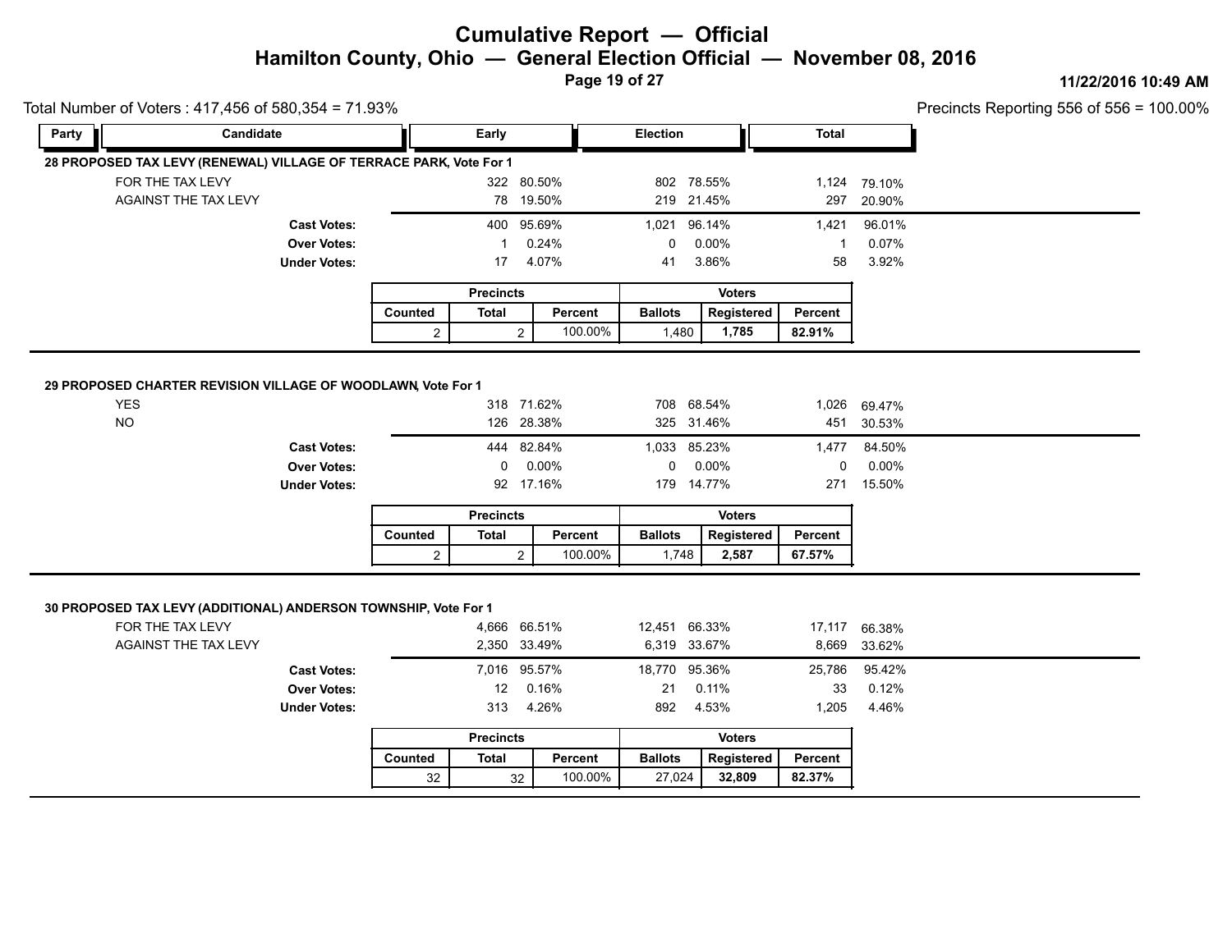# Cumulative Report — Official

## Hamilton County, Ohio — General Election Official — November 08, 2016

11/22/2016 10:49 AM

Total Number of Voters : 417,456 of 580,354 = 71.93%

Precincts Reporting 556 of 556 = 100.00%

### 28 PROPOSED TAX LEVY (RENEWAL) VILLAGE OF TERRACE PARK, Vote For 1

| Party | Candidate | Early | | Election | | Total | |
|---|---|---|---|---|---|---|---|
| | FOR THE TAX LEVY | 322 | 80.50% | 802 | 78.55% | 1,124 | 79.10% |
| | AGAINST THE TAX LEVY | 78 | 19.50% | 219 | 21.45% | 297 | 20.90% |
| | **Cast Votes:** | 400 | 95.69% | 1,021 | 96.14% | 1,421 | 96.01% |
| | **Over Votes:** | 1 | 0.24% | 0 | 0.00% | 1 | 0.07% |
| | **Under Votes:** | 17 | 4.07% | 41 | 3.86% | 58 | 3.92% |

| Precincts | | | Voters | | |
|---|---|---|---|---|---|
| Counted | Total | Percent | Ballots | Registered | Percent |
| 2 | 2 | 100.00% | 1,480 | **1,785** | **82.91%** |

### 29 PROPOSED CHARTER REVISION VILLAGE OF WOODLAWN, Vote For 1

| Party | Candidate | Early | | Election | | Total | |
|---|---|---|---|---|---|---|---|
| | YES | 318 | 71.62% | 708 | 68.54% | 1,026 | 69.47% |
| | NO | 126 | 28.38% | 325 | 31.46% | 451 | 30.53% |
| | **Cast Votes:** | 444 | 82.84% | 1,033 | 85.23% | 1,477 | 84.50% |
| | **Over Votes:** | 0 | 0.00% | 0 | 0.00% | 0 | 0.00% |
| | **Under Votes:** | 92 | 17.16% | 179 | 14.77% | 271 | 15.50% |

| Precincts | | | Voters | | |
|---|---|---|---|---|---|
| Counted | Total | Percent | Ballots | Registered | Percent |
| 2 | 2 | 100.00% | 1,748 | **2,587** | **67.57%** |

### 30 PROPOSED TAX LEVY (ADDITIONAL) ANDERSON TOWNSHIP, Vote For 1

| Party | Candidate | Early | | Election | | Total | |
|---|---|---|---|---|---|---|---|
| | FOR THE TAX LEVY | 4,666 | 66.51% | 12,451 | 66.33% | 17,117 | 66.38% |
| | AGAINST THE TAX LEVY | 2,350 | 33.49% | 6,319 | 33.67% | 8,669 | 33.62% |
| | **Cast Votes:** | 7,016 | 95.57% | 18,770 | 95.36% | 25,786 | 95.42% |
| | **Over Votes:** | 12 | 0.16% | 21 | 0.11% | 33 | 0.12% |
| | **Under Votes:** | 313 | 4.26% | 892 | 4.53% | 1,205 | 4.46% |

| Precincts | | | Voters | | |
|---|---|---|---|---|---|
| Counted | Total | Percent | Ballots | Registered | Percent |
| 32 | 32 | 100.00% | 27,024 | **32,809** | **82.37%** |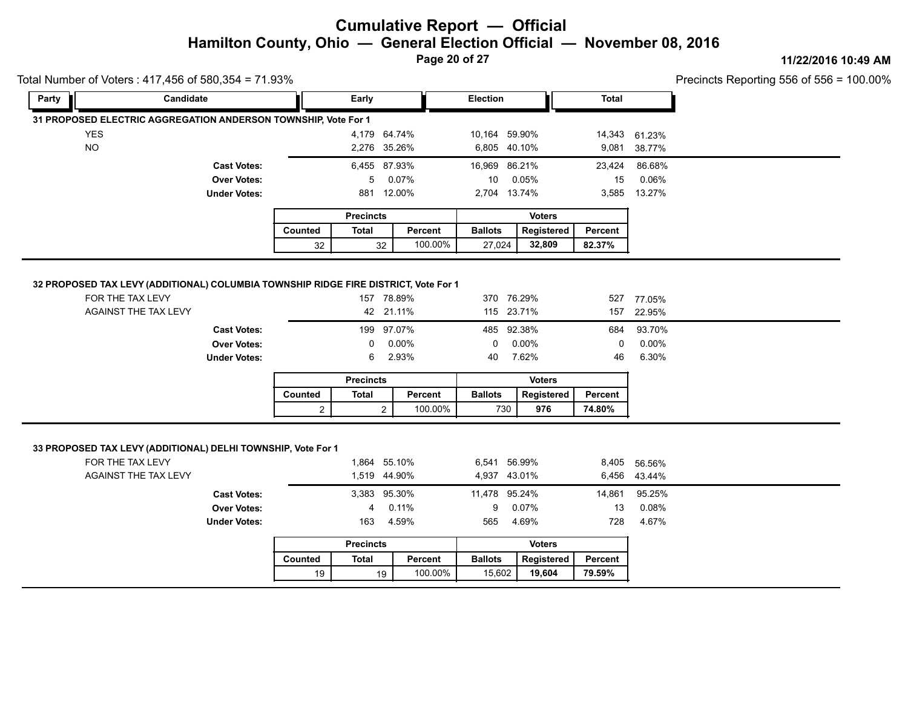# Cumulative Report — Official

## Hamilton County, Ohio — General Election Official — November 08, 2016

11/22/2016 10:49 AM

Total Number of Voters : 417,456 of 580,354 = 71.93%

Precincts Reporting 556 of 556 = 100.00%

### 31 PROPOSED ELECTRIC AGGREGATION ANDERSON TOWNSHIP, Vote For 1

| Party | Candidate | Early | | Election | | Total | |
|---|---|---|---|---|---|---|---|
| | YES | 4,179 | 64.74% | 10,164 | 59.90% | 14,343 | 61.23% |
| | NO | 2,276 | 35.26% | 6,805 | 40.10% | 9,081 | 38.77% |
| | **Cast Votes:** | 6,455 | 87.93% | 16,969 | 86.21% | 23,424 | 86.68% |
| | **Over Votes:** | 5 | 0.07% | 10 | 0.05% | 15 | 0.06% |
| | **Under Votes:** | 881 | 12.00% | 2,704 | 13.74% | 3,585 | 13.27% |

| Precincts | | | Voters | | |
|---|---|---|---|---|---|
| Counted | Total | Percent | Ballots | Registered | Percent |
| 32 | 32 | 100.00% | 27,024 | **32,809** | **82.37%** |

### 32 PROPOSED TAX LEVY (ADDITIONAL) COLUMBIA TOWNSHIP RIDGE FIRE DISTRICT, Vote For 1

| Party | Candidate | Early | | Election | | Total | |
|---|---|---|---|---|---|---|---|
| | FOR THE TAX LEVY | 157 | 78.89% | 370 | 76.29% | 527 | 77.05% |
| | AGAINST THE TAX LEVY | 42 | 21.11% | 115 | 23.71% | 157 | 22.95% |
| | **Cast Votes:** | 199 | 97.07% | 485 | 92.38% | 684 | 93.70% |
| | **Over Votes:** | 0 | 0.00% | 0 | 0.00% | 0 | 0.00% |
| | **Under Votes:** | 6 | 2.93% | 40 | 7.62% | 46 | 6.30% |

| Precincts | | | Voters | | |
|---|---|---|---|---|---|
| Counted | Total | Percent | Ballots | Registered | Percent |
| 2 | 2 | 100.00% | 730 | **976** | **74.80%** |

### 33 PROPOSED TAX LEVY (ADDITIONAL) DELHI TOWNSHIP, Vote For 1

| Party | Candidate | Early | | Election | | Total | |
|---|---|---|---|---|---|---|---|
| | FOR THE TAX LEVY | 1,864 | 55.10% | 6,541 | 56.99% | 8,405 | 56.56% |
| | AGAINST THE TAX LEVY | 1,519 | 44.90% | 4,937 | 43.01% | 6,456 | 43.44% |
| | **Cast Votes:** | 3,383 | 95.30% | 11,478 | 95.24% | 14,861 | 95.25% |
| | **Over Votes:** | 4 | 0.11% | 9 | 0.07% | 13 | 0.08% |
| | **Under Votes:** | 163 | 4.59% | 565 | 4.69% | 728 | 4.67% |

| Precincts | | | Voters | | |
|---|---|---|---|---|---|
| Counted | Total | Percent | Ballots | Registered | Percent |
| 19 | 19 | 100.00% | 15,602 | **19,604** | **79.59%** |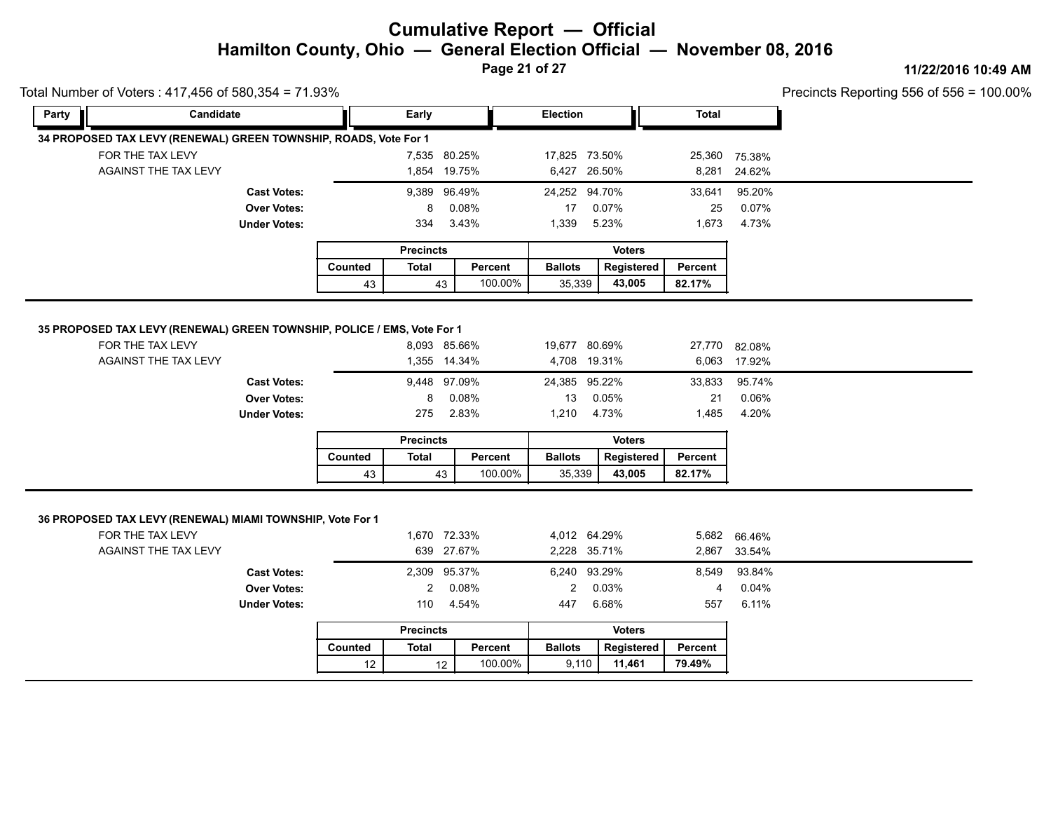# Cumulative Report — Official

## Hamilton County, Ohio — General Election Official — November 08, 2016

11/22/2016 10:49 AM

Total Number of Voters : 417,456 of 580,354 = 71.93%

Precincts Reporting 556 of 556 = 100.00%

### 34 PROPOSED TAX LEVY (RENEWAL) GREEN TOWNSHIP, ROADS, Vote For 1

| Party | Candidate | Early | | Election | | Total | |
|---|---|---|---|---|---|---|---|
| | FOR THE TAX LEVY | 7,535 | 80.25% | 17,825 | 73.50% | 25,360 | 75.38% |
| | AGAINST THE TAX LEVY | 1,854 | 19.75% | 6,427 | 26.50% | 8,281 | 24.62% |
| | **Cast Votes:** | 9,389 | 96.49% | 24,252 | 94.70% | 33,641 | 95.20% |
| | **Over Votes:** | 8 | 0.08% | 17 | 0.07% | 25 | 0.07% |
| | **Under Votes:** | 334 | 3.43% | 1,339 | 5.23% | 1,673 | 4.73% |

| Precincts | | | Voters | | |
|---|---|---|---|---|---|
| Counted | Total | Percent | Ballots | Registered | Percent |
| 43 | 43 | 100.00% | 35,339 | **43,005** | **82.17%** |

### 35 PROPOSED TAX LEVY (RENEWAL) GREEN TOWNSHIP, POLICE / EMS, Vote For 1

| Party | Candidate | Early | | Election | | Total | |
|---|---|---|---|---|---|---|---|
| | FOR THE TAX LEVY | 8,093 | 85.66% | 19,677 | 80.69% | 27,770 | 82.08% |
| | AGAINST THE TAX LEVY | 1,355 | 14.34% | 4,708 | 19.31% | 6,063 | 17.92% |
| | **Cast Votes:** | 9,448 | 97.09% | 24,385 | 95.22% | 33,833 | 95.74% |
| | **Over Votes:** | 8 | 0.08% | 13 | 0.05% | 21 | 0.06% |
| | **Under Votes:** | 275 | 2.83% | 1,210 | 4.73% | 1,485 | 4.20% |

| Precincts | | | Voters | | |
|---|---|---|---|---|---|
| Counted | Total | Percent | Ballots | Registered | Percent |
| 43 | 43 | 100.00% | 35,339 | **43,005** | **82.17%** |

### 36 PROPOSED TAX LEVY (RENEWAL) MIAMI TOWNSHIP, Vote For 1

| Party | Candidate | Early | | Election | | Total | |
|---|---|---|---|---|---|---|---|
| | FOR THE TAX LEVY | 1,670 | 72.33% | 4,012 | 64.29% | 5,682 | 66.46% |
| | AGAINST THE TAX LEVY | 639 | 27.67% | 2,228 | 35.71% | 2,867 | 33.54% |
| | **Cast Votes:** | 2,309 | 95.37% | 6,240 | 93.29% | 8,549 | 93.84% |
| | **Over Votes:** | 2 | 0.08% | 2 | 0.03% | 4 | 0.04% |
| | **Under Votes:** | 110 | 4.54% | 447 | 6.68% | 557 | 6.11% |

| Precincts | | | Voters | | |
|---|---|---|---|---|---|
| Counted | Total | Percent | Ballots | Registered | Percent |
| 12 | 12 | 100.00% | 9,110 | **11,461** | **79.49%** |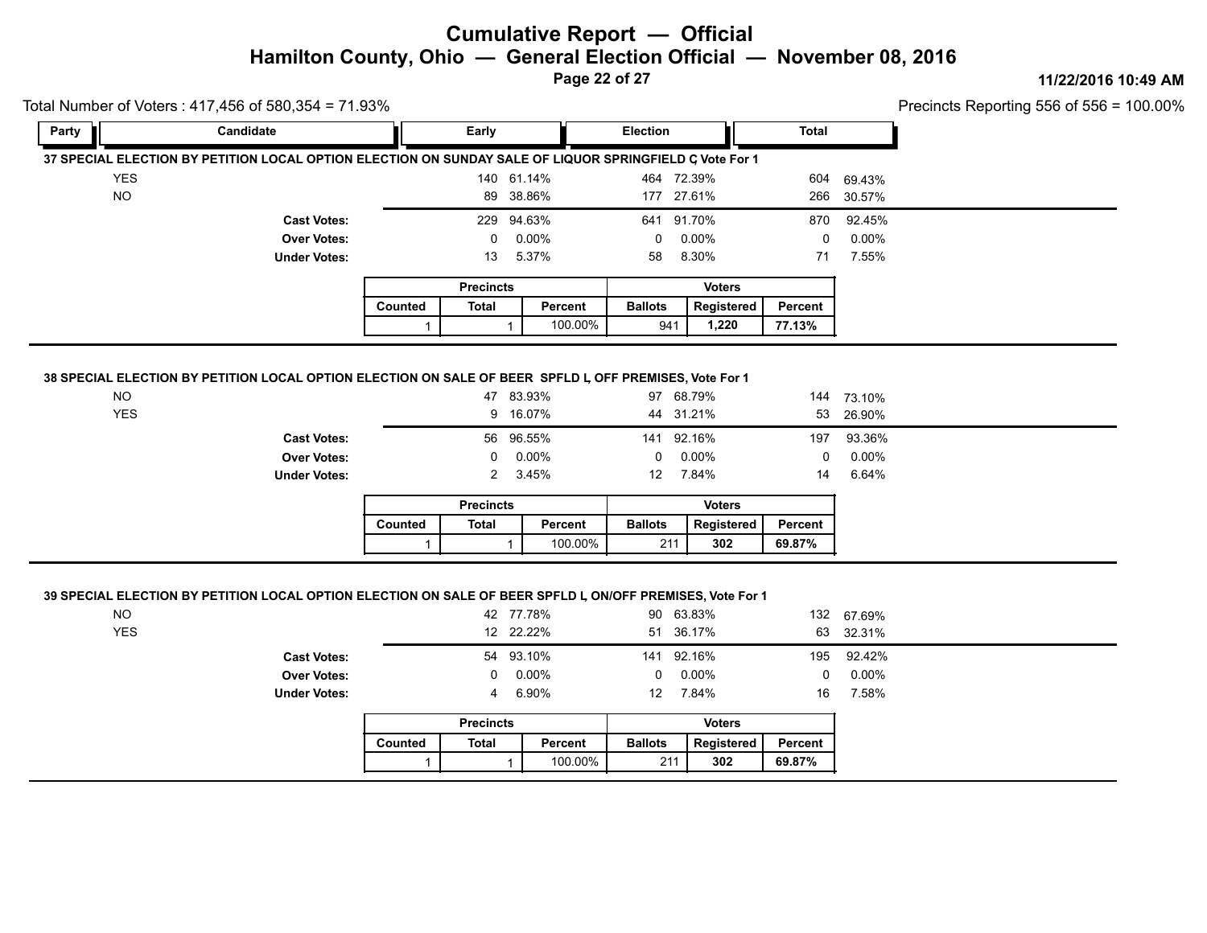# Cumulative Report — Official

## Hamilton County, Ohio — General Election Official — November 08, 2016

11/22/2016 10:49 AM

Total Number of Voters : 417,456 of 580,354 = 71.93%

Precincts Reporting 556 of 556 = 100.00%

| Party | Candidate | Early | | Election | | Total | |
|---|---|---|---|---|---|---|---|

### 37 SPECIAL ELECTION BY PETITION LOCAL OPTION ELECTION ON SUNDAY SALE OF LIQUOR SPRINGFIELD C, Vote For 1

| | | Early | | Election | | Total | |
|---|---|---|---|---|---|---|---|
| YES | | 140 | 61.14% | 464 | 72.39% | 604 | 69.43% |
| NO | | 89 | 38.86% | 177 | 27.61% | 266 | 30.57% |
| | **Cast Votes:** | 229 | 94.63% | 641 | 91.70% | 870 | 92.45% |
| | **Over Votes:** | 0 | 0.00% | 0 | 0.00% | 0 | 0.00% |
| | **Under Votes:** | 13 | 5.37% | 58 | 8.30% | 71 | 7.55% |

| Precincts | | | Voters | | |
|---|---|---|---|---|---|
| Counted | Total | Percent | Ballots | Registered | Percent |
| 1 | 1 | 100.00% | 941 | **1,220** | **77.13%** |

### 38 SPECIAL ELECTION BY PETITION LOCAL OPTION ELECTION ON SALE OF BEER SPFLD L, OFF PREMISES, Vote For 1

| | | Early | | Election | | Total | |
|---|---|---|---|---|---|---|---|
| NO | | 47 | 83.93% | 97 | 68.79% | 144 | 73.10% |
| YES | | 9 | 16.07% | 44 | 31.21% | 53 | 26.90% |
| | **Cast Votes:** | 56 | 96.55% | 141 | 92.16% | 197 | 93.36% |
| | **Over Votes:** | 0 | 0.00% | 0 | 0.00% | 0 | 0.00% |
| | **Under Votes:** | 2 | 3.45% | 12 | 7.84% | 14 | 6.64% |

| Precincts | | | Voters | | |
|---|---|---|---|---|---|
| Counted | Total | Percent | Ballots | Registered | Percent |
| 1 | 1 | 100.00% | 211 | **302** | **69.87%** |

### 39 SPECIAL ELECTION BY PETITION LOCAL OPTION ELECTION ON SALE OF BEER SPFLD L, ON/OFF PREMISES, Vote For 1

| | | Early | | Election | | Total | |
|---|---|---|---|---|---|---|---|
| NO | | 42 | 77.78% | 90 | 63.83% | 132 | 67.69% |
| YES | | 12 | 22.22% | 51 | 36.17% | 63 | 32.31% |
| | **Cast Votes:** | 54 | 93.10% | 141 | 92.16% | 195 | 92.42% |
| | **Over Votes:** | 0 | 0.00% | 0 | 0.00% | 0 | 0.00% |
| | **Under Votes:** | 4 | 6.90% | 12 | 7.84% | 16 | 7.58% |

| Precincts | | | Voters | | |
|---|---|---|---|---|---|
| Counted | Total | Percent | Ballots | Registered | Percent |
| 1 | 1 | 100.00% | 211 | **302** | **69.87%** |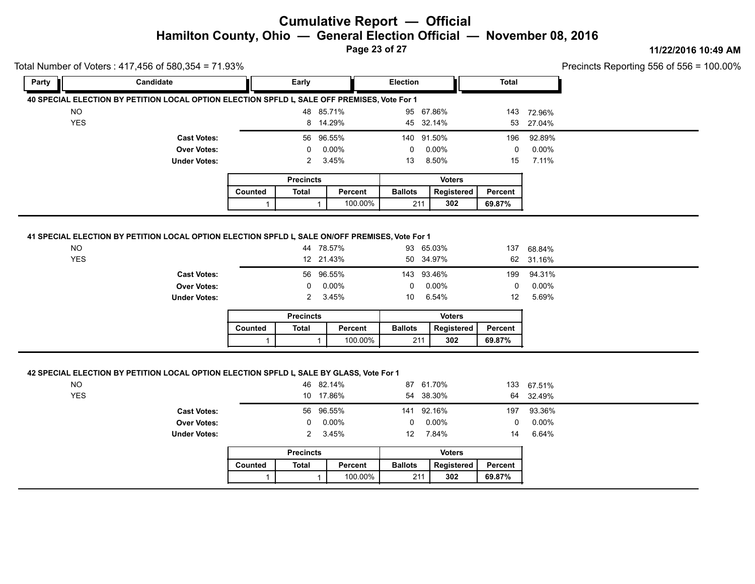# Cumulative Report — Official

## Hamilton County, Ohio — General Election Official — November 08, 2016

11/22/2016 10:49 AM

Total Number of Voters : 417,456 of 580,354 = 71.93%

Precincts Reporting 556 of 556 = 100.00%

### 40 SPECIAL ELECTION BY PETITION LOCAL OPTION ELECTION SPFLD L, SALE OFF PREMISES, Vote For 1

| Party | Candidate | Early | | Election | | Total | |
|---|---|---|---|---|---|---|---|
| | NO | 48 | 85.71% | 95 | 67.86% | 143 | 72.96% |
| | YES | 8 | 14.29% | 45 | 32.14% | 53 | 27.04% |
| | **Cast Votes:** | 56 | 96.55% | 140 | 91.50% | 196 | 92.89% |
| | **Over Votes:** | 0 | 0.00% | 0 | 0.00% | 0 | 0.00% |
| | **Under Votes:** | 2 | 3.45% | 13 | 8.50% | 15 | 7.11% |

| Precincts | | | Voters | | |
|---|---|---|---|---|---|
| Counted | Total | Percent | Ballots | Registered | Percent |
| 1 | 1 | 100.00% | 211 | **302** | **69.87%** |

### 41 SPECIAL ELECTION BY PETITION LOCAL OPTION ELECTION SPFLD L, SALE ON/OFF PREMISES, Vote For 1

| Party | Candidate | Early | | Election | | Total | |
|---|---|---|---|---|---|---|---|
| | NO | 44 | 78.57% | 93 | 65.03% | 137 | 68.84% |
| | YES | 12 | 21.43% | 50 | 34.97% | 62 | 31.16% |
| | **Cast Votes:** | 56 | 96.55% | 143 | 93.46% | 199 | 94.31% |
| | **Over Votes:** | 0 | 0.00% | 0 | 0.00% | 0 | 0.00% |
| | **Under Votes:** | 2 | 3.45% | 10 | 6.54% | 12 | 5.69% |

| Precincts | | | Voters | | |
|---|---|---|---|---|---|
| Counted | Total | Percent | Ballots | Registered | Percent |
| 1 | 1 | 100.00% | 211 | **302** | **69.87%** |

### 42 SPECIAL ELECTION BY PETITION LOCAL OPTION ELECTION SPFLD L, SALE BY GLASS, Vote For 1

| Party | Candidate | Early | | Election | | Total | |
|---|---|---|---|---|---|---|---|
| | NO | 46 | 82.14% | 87 | 61.70% | 133 | 67.51% |
| | YES | 10 | 17.86% | 54 | 38.30% | 64 | 32.49% |
| | **Cast Votes:** | 56 | 96.55% | 141 | 92.16% | 197 | 93.36% |
| | **Over Votes:** | 0 | 0.00% | 0 | 0.00% | 0 | 0.00% |
| | **Under Votes:** | 2 | 3.45% | 12 | 7.84% | 14 | 6.64% |

| Precincts | | | Voters | | |
|---|---|---|---|---|---|
| Counted | Total | Percent | Ballots | Registered | Percent |
| 1 | 1 | 100.00% | 211 | **302** | **69.87%** |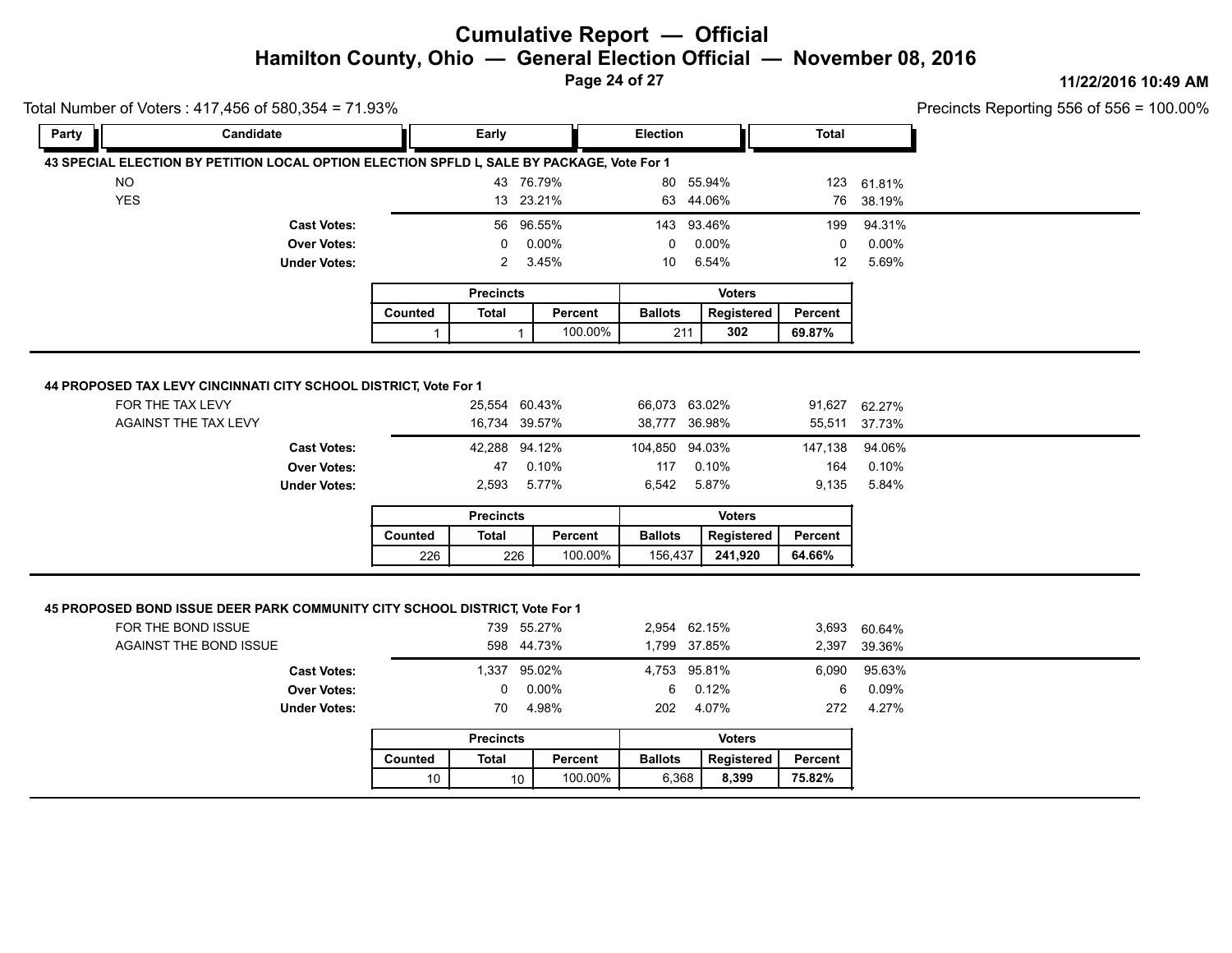# Cumulative Report — Official

## Hamilton County, Ohio — General Election Official — November 08, 2016

11/22/2016 10:49 AM

Total Number of Voters : 417,456 of 580,354 = 71.93%

Precincts Reporting 556 of 556 = 100.00%

| Party | Candidate | Early | | Election | | Total | |
|---|---|---|---|---|---|---|---|

### 43 SPECIAL ELECTION BY PETITION LOCAL OPTION ELECTION SPFLD L, SALE BY PACKAGE, Vote For 1

| Candidate | Early | Early % | Election | Election % | Total | Total % |
|---|---|---|---|---|---|---|
| NO | 43 | 76.79% | 80 | 55.94% | 123 | 61.81% |
| YES | 13 | 23.21% | 63 | 44.06% | 76 | 38.19% |
| **Cast Votes:** | 56 | 96.55% | 143 | 93.46% | 199 | 94.31% |
| **Over Votes:** | 0 | 0.00% | 0 | 0.00% | 0 | 0.00% |
| **Under Votes:** | 2 | 3.45% | 10 | 6.54% | 12 | 5.69% |

| Precincts | | | Voters | | |
|---|---|---|---|---|---|
| Counted | Total | Percent | Ballots | Registered | Percent |
| 1 | 1 | 100.00% | 211 | **302** | **69.87%** |

### 44 PROPOSED TAX LEVY CINCINNATI CITY SCHOOL DISTRICT, Vote For 1

| Candidate | Early | Early % | Election | Election % | Total | Total % |
|---|---|---|---|---|---|---|
| FOR THE TAX LEVY | 25,554 | 60.43% | 66,073 | 63.02% | 91,627 | 62.27% |
| AGAINST THE TAX LEVY | 16,734 | 39.57% | 38,777 | 36.98% | 55,511 | 37.73% |
| **Cast Votes:** | 42,288 | 94.12% | 104,850 | 94.03% | 147,138 | 94.06% |
| **Over Votes:** | 47 | 0.10% | 117 | 0.10% | 164 | 0.10% |
| **Under Votes:** | 2,593 | 5.77% | 6,542 | 5.87% | 9,135 | 5.84% |

| Precincts | | | Voters | | |
|---|---|---|---|---|---|
| Counted | Total | Percent | Ballots | Registered | Percent |
| 226 | 226 | 100.00% | 156,437 | **241,920** | **64.66%** |

### 45 PROPOSED BOND ISSUE DEER PARK COMMUNITY CITY SCHOOL DISTRICT, Vote For 1

| Candidate | Early | Early % | Election | Election % | Total | Total % |
|---|---|---|---|---|---|---|
| FOR THE BOND ISSUE | 739 | 55.27% | 2,954 | 62.15% | 3,693 | 60.64% |
| AGAINST THE BOND ISSUE | 598 | 44.73% | 1,799 | 37.85% | 2,397 | 39.36% |
| **Cast Votes:** | 1,337 | 95.02% | 4,753 | 95.81% | 6,090 | 95.63% |
| **Over Votes:** | 0 | 0.00% | 6 | 0.12% | 6 | 0.09% |
| **Under Votes:** | 70 | 4.98% | 202 | 4.07% | 272 | 4.27% |

| Precincts | | | Voters | | |
|---|---|---|---|---|---|
| Counted | Total | Percent | Ballots | Registered | Percent |
| 10 | 10 | 100.00% | 6,368 | **8,399** | **75.82%** |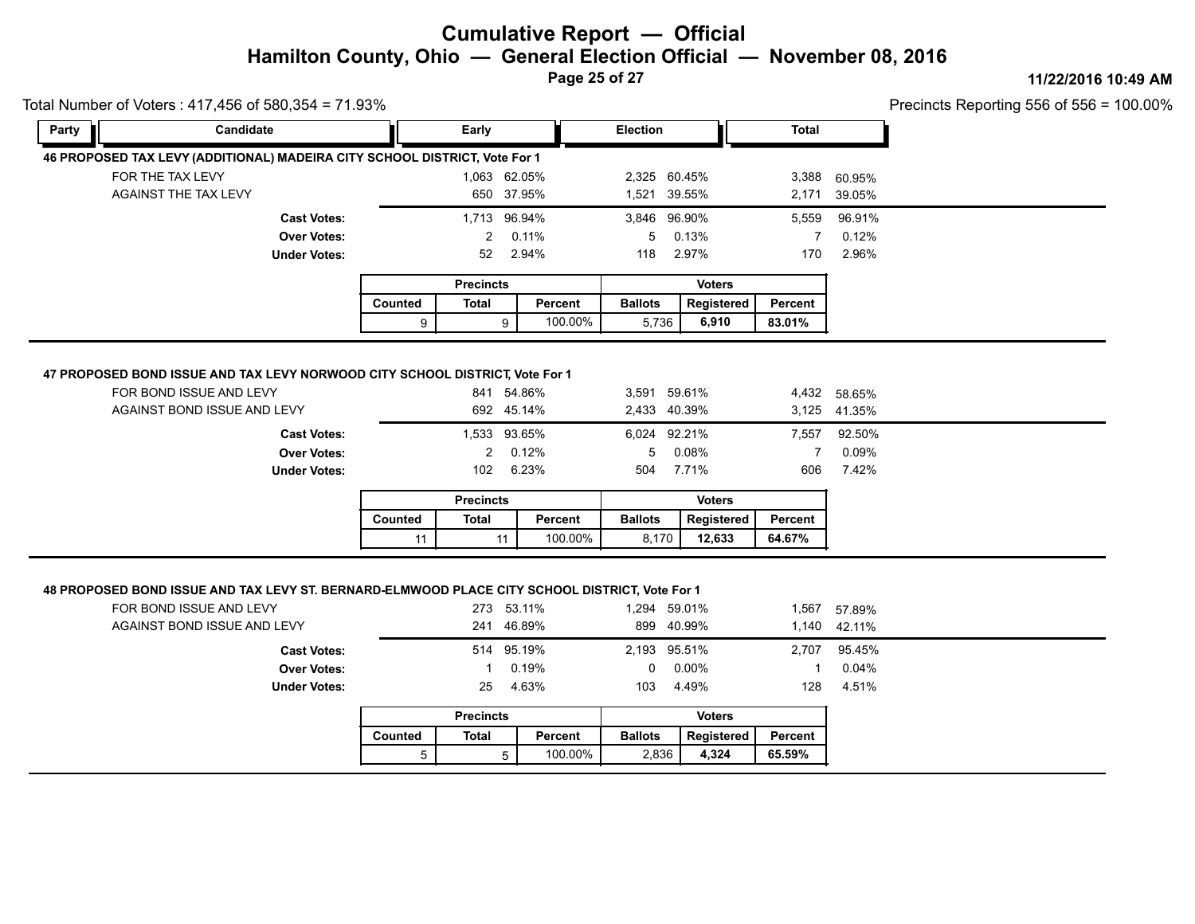# Cumulative Report — Official

## Hamilton County, Ohio — General Election Official — November 08, 2016

11/22/2016 10:49 AM

Total Number of Voters : 417,456 of 580,354 = 71.93%

Precincts Reporting 556 of 556 = 100.00%

### 46 PROPOSED TAX LEVY (ADDITIONAL) MADEIRA CITY SCHOOL DISTRICT, Vote For 1

| Party | Candidate | Early | | Election | | Total | |
|---|---|---|---|---|---|---|---|
| | FOR THE TAX LEVY | 1,063 | 62.05% | 2,325 | 60.45% | 3,388 | 60.95% |
| | AGAINST THE TAX LEVY | 650 | 37.95% | 1,521 | 39.55% | 2,171 | 39.05% |
| | **Cast Votes:** | 1,713 | 96.94% | 3,846 | 96.90% | 5,559 | 96.91% |
| | **Over Votes:** | 2 | 0.11% | 5 | 0.13% | 7 | 0.12% |
| | **Under Votes:** | 52 | 2.94% | 118 | 2.97% | 170 | 2.96% |

| Precincts | | | Voters | | |
|---|---|---|---|---|---|
| Counted | Total | Percent | Ballots | Registered | Percent |
| 9 | 9 | 100.00% | 5,736 | **6,910** | **83.01%** |

### 47 PROPOSED BOND ISSUE AND TAX LEVY NORWOOD CITY SCHOOL DISTRICT, Vote For 1

| Party | Candidate | Early | | Election | | Total | |
|---|---|---|---|---|---|---|---|
| | FOR BOND ISSUE AND LEVY | 841 | 54.86% | 3,591 | 59.61% | 4,432 | 58.65% |
| | AGAINST BOND ISSUE AND LEVY | 692 | 45.14% | 2,433 | 40.39% | 3,125 | 41.35% |
| | **Cast Votes:** | 1,533 | 93.65% | 6,024 | 92.21% | 7,557 | 92.50% |
| | **Over Votes:** | 2 | 0.12% | 5 | 0.08% | 7 | 0.09% |
| | **Under Votes:** | 102 | 6.23% | 504 | 7.71% | 606 | 7.42% |

| Precincts | | | Voters | | |
|---|---|---|---|---|---|
| Counted | Total | Percent | Ballots | Registered | Percent |
| 11 | 11 | 100.00% | 8,170 | **12,633** | **64.67%** |

### 48 PROPOSED BOND ISSUE AND TAX LEVY ST. BERNARD-ELMWOOD PLACE CITY SCHOOL DISTRICT, Vote For 1

| Party | Candidate | Early | | Election | | Total | |
|---|---|---|---|---|---|---|---|
| | FOR BOND ISSUE AND LEVY | 273 | 53.11% | 1,294 | 59.01% | 1,567 | 57.89% |
| | AGAINST BOND ISSUE AND LEVY | 241 | 46.89% | 899 | 40.99% | 1,140 | 42.11% |
| | **Cast Votes:** | 514 | 95.19% | 2,193 | 95.51% | 2,707 | 95.45% |
| | **Over Votes:** | 1 | 0.19% | 0 | 0.00% | 1 | 0.04% |
| | **Under Votes:** | 25 | 4.63% | 103 | 4.49% | 128 | 4.51% |

| Precincts | | | Voters | | |
|---|---|---|---|---|---|
| Counted | Total | Percent | Ballots | Registered | Percent |
| 5 | 5 | 100.00% | 2,836 | **4,324** | **65.59%** |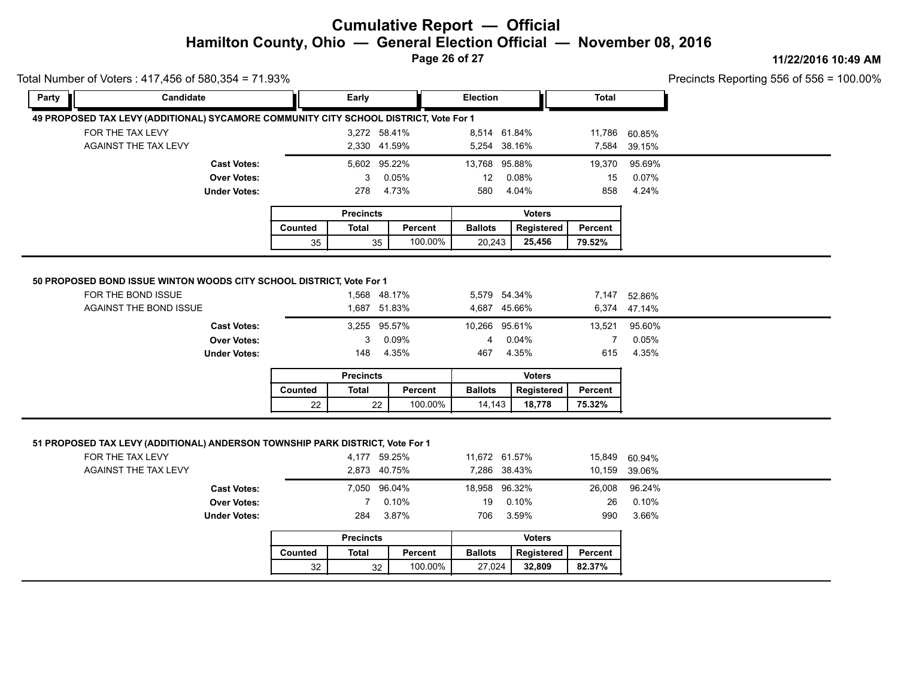# Cumulative Report — Official

## Hamilton County, Ohio — General Election Official — November 08, 2016

11/22/2016 10:49 AM

Total Number of Voters : 417,456 of 580,354 = 71.93%

Precincts Reporting 556 of 556 = 100.00%

### 49 PROPOSED TAX LEVY (ADDITIONAL) SYCAMORE COMMUNITY CITY SCHOOL DISTRICT, Vote For 1

| Party | Candidate | Early | | Election | | Total | |
|---|---|---|---|---|---|---|---|
| | FOR THE TAX LEVY | 3,272 | 58.41% | 8,514 | 61.84% | 11,786 | 60.85% |
| | AGAINST THE TAX LEVY | 2,330 | 41.59% | 5,254 | 38.16% | 7,584 | 39.15% |
| | **Cast Votes:** | 5,602 | 95.22% | 13,768 | 95.88% | 19,370 | 95.69% |
| | **Over Votes:** | 3 | 0.05% | 12 | 0.08% | 15 | 0.07% |
| | **Under Votes:** | 278 | 4.73% | 580 | 4.04% | 858 | 4.24% |

| Precincts | | | Voters | | |
|---|---|---|---|---|---|
| Counted | Total | Percent | Ballots | Registered | Percent |
| 35 | 35 | 100.00% | 20,243 | **25,456** | **79.52%** |

### 50 PROPOSED BOND ISSUE WINTON WOODS CITY SCHOOL DISTRICT, Vote For 1

| Party | Candidate | Early | | Election | | Total | |
|---|---|---|---|---|---|---|---|
| | FOR THE BOND ISSUE | 1,568 | 48.17% | 5,579 | 54.34% | 7,147 | 52.86% |
| | AGAINST THE BOND ISSUE | 1,687 | 51.83% | 4,687 | 45.66% | 6,374 | 47.14% |
| | **Cast Votes:** | 3,255 | 95.57% | 10,266 | 95.61% | 13,521 | 95.60% |
| | **Over Votes:** | 3 | 0.09% | 4 | 0.04% | 7 | 0.05% |
| | **Under Votes:** | 148 | 4.35% | 467 | 4.35% | 615 | 4.35% |

| Precincts | | | Voters | | |
|---|---|---|---|---|---|
| Counted | Total | Percent | Ballots | Registered | Percent |
| 22 | 22 | 100.00% | 14,143 | **18,778** | **75.32%** |

### 51 PROPOSED TAX LEVY (ADDITIONAL) ANDERSON TOWNSHIP PARK DISTRICT, Vote For 1

| Party | Candidate | Early | | Election | | Total | |
|---|---|---|---|---|---|---|---|
| | FOR THE TAX LEVY | 4,177 | 59.25% | 11,672 | 61.57% | 15,849 | 60.94% |
| | AGAINST THE TAX LEVY | 2,873 | 40.75% | 7,286 | 38.43% | 10,159 | 39.06% |
| | **Cast Votes:** | 7,050 | 96.04% | 18,958 | 96.32% | 26,008 | 96.24% |
| | **Over Votes:** | 7 | 0.10% | 19 | 0.10% | 26 | 0.10% |
| | **Under Votes:** | 284 | 3.87% | 706 | 3.59% | 990 | 3.66% |

| Precincts | | | Voters | | |
|---|---|---|---|---|---|
| Counted | Total | Percent | Ballots | Registered | Percent |
| 32 | 32 | 100.00% | 27,024 | **32,809** | **82.37%** |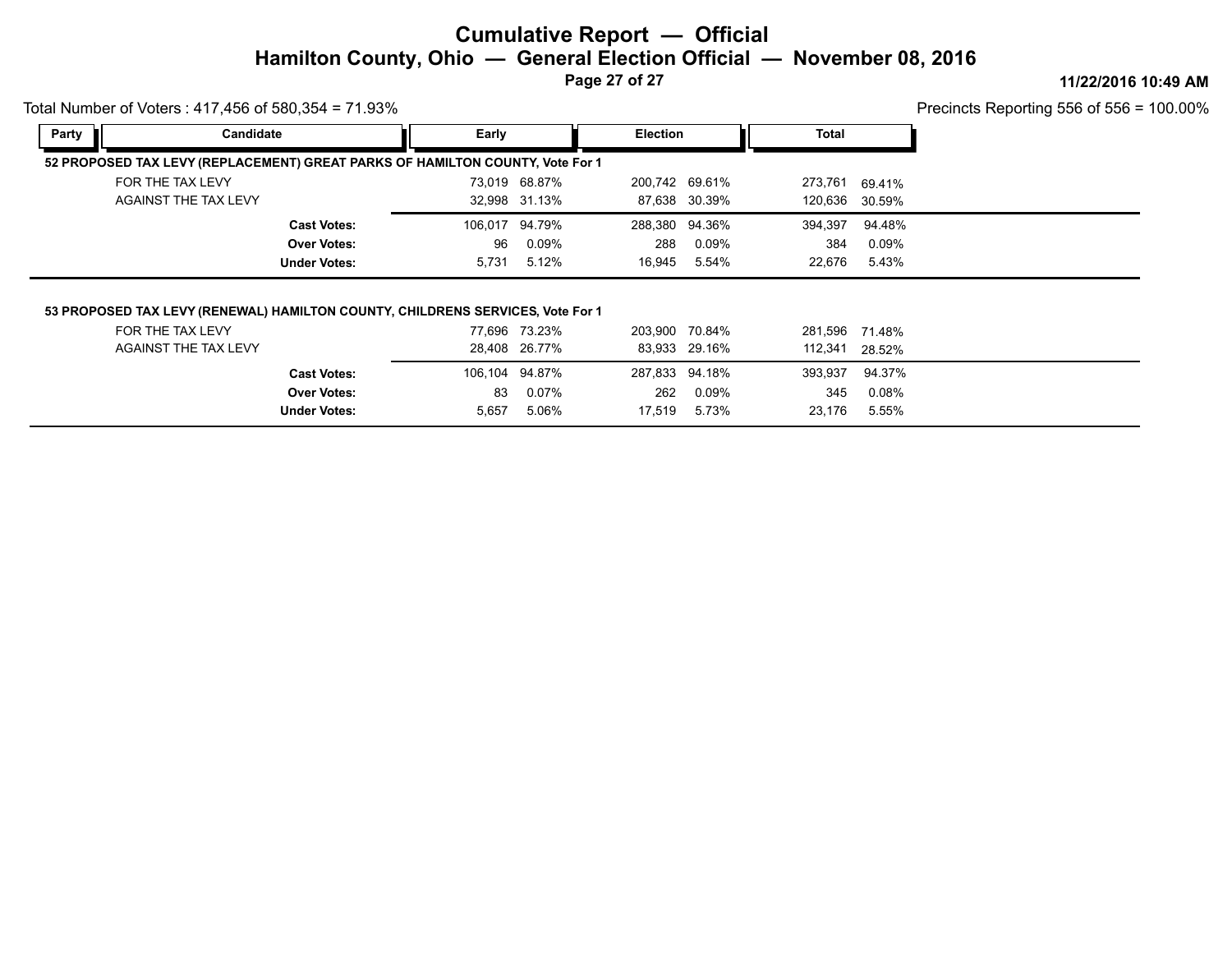# Cumulative Report — Official

## Hamilton County, Ohio — General Election Official — November 08, 2016

11/22/2016 10:49 AM

Total Number of Voters : 417,456 of 580,354 = 71.93%

Precincts Reporting 556 of 556 = 100.00%

| Party | Candidate | Early | | Election | | Total | |
|---|---|---|---|---|---|---|---|
| **52 PROPOSED TAX LEVY (REPLACEMENT) GREAT PARKS OF HAMILTON COUNTY, Vote For 1** | | | | | | | |
| | FOR THE TAX LEVY | 73,019 | 68.87% | 200,742 | 69.61% | 273,761 | 69.41% |
| | AGAINST THE TAX LEVY | 32,998 | 31.13% | 87,638 | 30.39% | 120,636 | 30.59% |
| | **Cast Votes:** | 106,017 | 94.79% | 288,380 | 94.36% | 394,397 | 94.48% |
| | **Over Votes:** | 96 | 0.09% | 288 | 0.09% | 384 | 0.09% |
| | **Under Votes:** | 5,731 | 5.12% | 16,945 | 5.54% | 22,676 | 5.43% |
| **53 PROPOSED TAX LEVY (RENEWAL) HAMILTON COUNTY, CHILDRENS SERVICES, Vote For 1** | | | | | | | |
| | FOR THE TAX LEVY | 77,696 | 73.23% | 203,900 | 70.84% | 281,596 | 71.48% |
| | AGAINST THE TAX LEVY | 28,408 | 26.77% | 83,933 | 29.16% | 112,341 | 28.52% |
| | **Cast Votes:** | 106,104 | 94.87% | 287,833 | 94.18% | 393,937 | 94.37% |
| | **Over Votes:** | 83 | 0.07% | 262 | 0.09% | 345 | 0.08% |
| | **Under Votes:** | 5,657 | 5.06% | 17,519 | 5.73% | 23,176 | 5.55% |